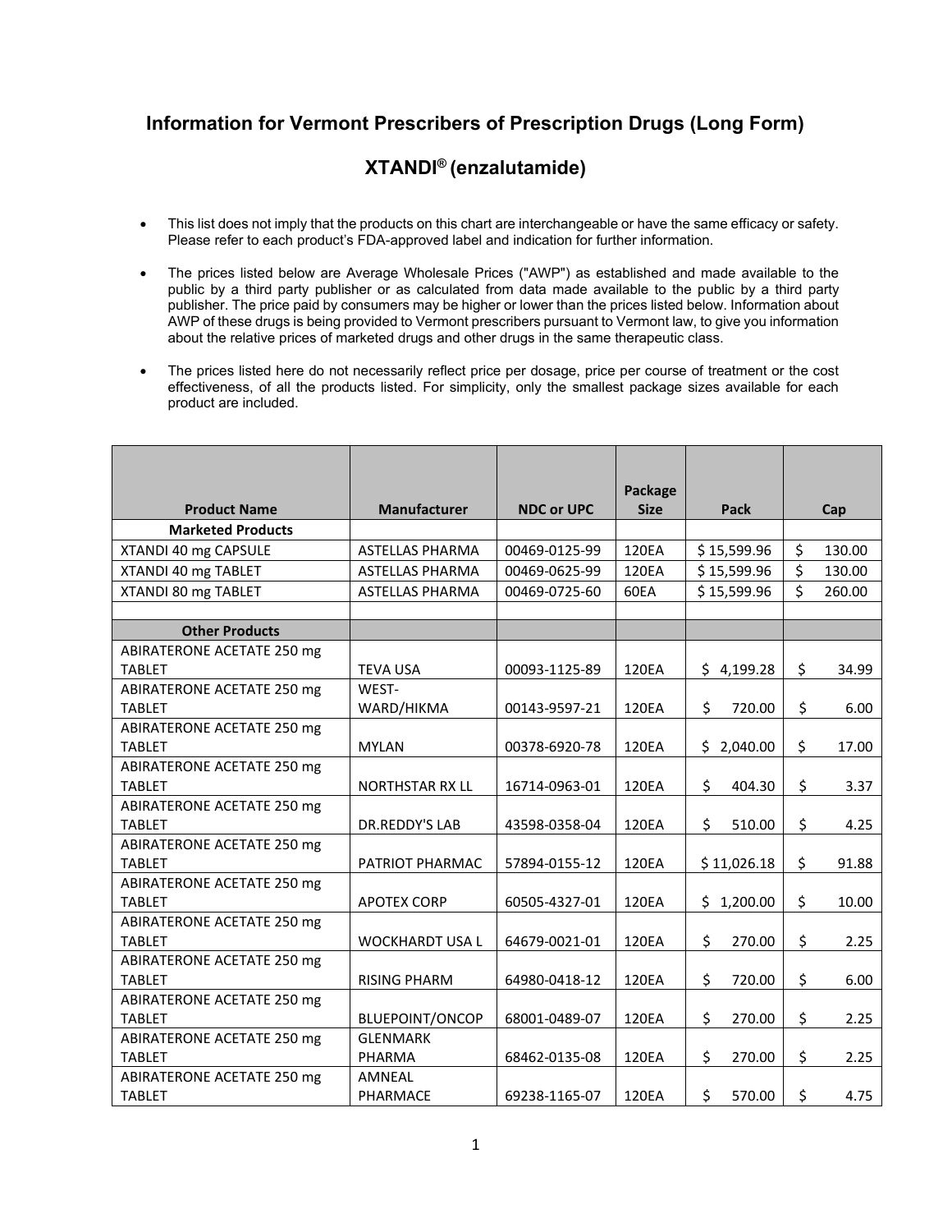# Information for Vermont Prescribers of Prescription Drugs (Long Form)

## XTANDI® (enzalutamide)

- This list does not imply that the products on this chart are interchangeable or have the same efficacy or safety. Please refer to each product's FDA-approved label and indication for further information.
- The prices listed below are Average Wholesale Prices ("AWP") as established and made available to the public by a third party publisher or as calculated from data made available to the public by a third party publisher. The price paid by consumers may be higher or lower than the prices listed below. Information about AWP of these drugs is being provided to Vermont prescribers pursuant to Vermont law, to give you information about the relative prices of marketed drugs and other drugs in the same therapeutic class.
- The prices listed here do not necessarily reflect price per dosage, price per course of treatment or the cost effectiveness, of all the products listed. For simplicity, only the smallest package sizes available for each product are included.

| Product Name | Manufacturer | NDC or UPC | Package Size | Pack | Cap |
|---|---|---|---|---|---|
| **Marketed Products** | | | | | |
| XTANDI 40 mg CAPSULE | ASTELLAS PHARMA | 00469-0125-99 | 120EA | $ 15,599.96 | $ 130.00 |
| XTANDI 40 mg TABLET | ASTELLAS PHARMA | 00469-0625-99 | 120EA | $ 15,599.96 | $ 130.00 |
| XTANDI 80 mg TABLET | ASTELLAS PHARMA | 00469-0725-60 | 60EA | $ 15,599.96 | $ 260.00 |
| | | | | | |
| **Other Products** | | | | | |
| ABIRATERONE ACETATE 250 mg TABLET | TEVA USA | 00093-1125-89 | 120EA | $ 4,199.28 | $ 34.99 |
| ABIRATERONE ACETATE 250 mg TABLET | WEST-WARD/HIKMA | 00143-9597-21 | 120EA | $ 720.00 | $ 6.00 |
| ABIRATERONE ACETATE 250 mg TABLET | MYLAN | 00378-6920-78 | 120EA | $ 2,040.00 | $ 17.00 |
| ABIRATERONE ACETATE 250 mg TABLET | NORTHSTAR RX LL | 16714-0963-01 | 120EA | $ 404.30 | $ 3.37 |
| ABIRATERONE ACETATE 250 mg TABLET | DR.REDDY'S LAB | 43598-0358-04 | 120EA | $ 510.00 | $ 4.25 |
| ABIRATERONE ACETATE 250 mg TABLET | PATRIOT PHARMAC | 57894-0155-12 | 120EA | $ 11,026.18 | $ 91.88 |
| ABIRATERONE ACETATE 250 mg TABLET | APOTEX CORP | 60505-4327-01 | 120EA | $ 1,200.00 | $ 10.00 |
| ABIRATERONE ACETATE 250 mg TABLET | WOCKHARDT USA L | 64679-0021-01 | 120EA | $ 270.00 | $ 2.25 |
| ABIRATERONE ACETATE 250 mg TABLET | RISING PHARM | 64980-0418-12 | 120EA | $ 720.00 | $ 6.00 |
| ABIRATERONE ACETATE 250 mg TABLET | BLUEPOINT/ONCOP | 68001-0489-07 | 120EA | $ 270.00 | $ 2.25 |
| ABIRATERONE ACETATE 250 mg TABLET | GLENMARK PHARMA | 68462-0135-08 | 120EA | $ 270.00 | $ 2.25 |
| ABIRATERONE ACETATE 250 mg TABLET | AMNEAL PHARMACE | 69238-1165-07 | 120EA | $ 570.00 | $ 4.75 |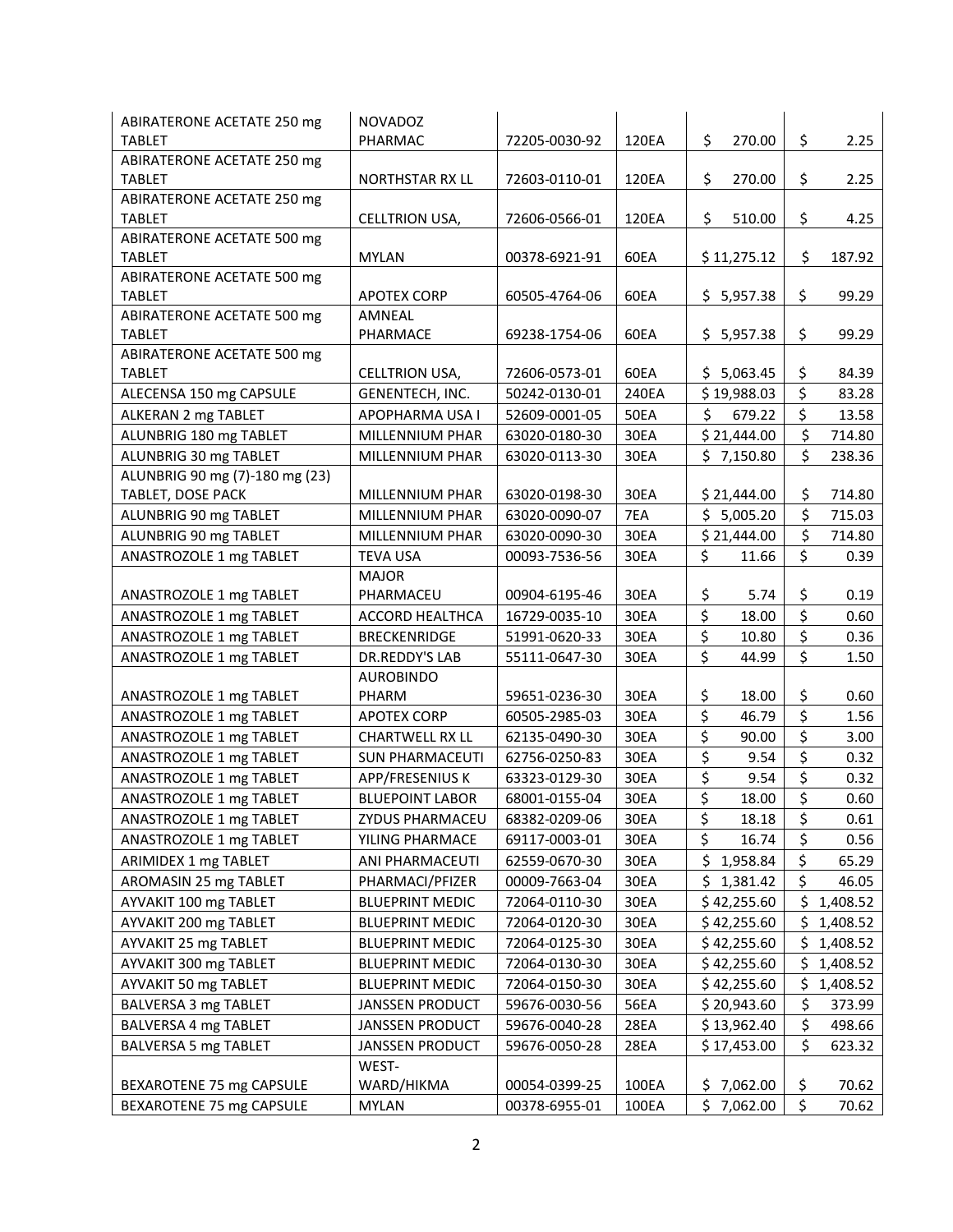| ABIRATERONE ACETATE 250 mg TABLET | NOVADOZ PHARMAC | 72205-0030-92 | 120EA | $ 270.00 | $ 2.25 |
|---|---|---|---|---|---|
| ABIRATERONE ACETATE 250 mg TABLET | NORTHSTAR RX LL | 72603-0110-01 | 120EA | $ 270.00 | $ 2.25 |
| ABIRATERONE ACETATE 250 mg TABLET | CELLTRION USA, | 72606-0566-01 | 120EA | $ 510.00 | $ 4.25 |
| ABIRATERONE ACETATE 500 mg TABLET | MYLAN | 00378-6921-91 | 60EA | $ 11,275.12 | $ 187.92 |
| ABIRATERONE ACETATE 500 mg TABLET | APOTEX CORP | 60505-4764-06 | 60EA | $ 5,957.38 | $ 99.29 |
| ABIRATERONE ACETATE 500 mg TABLET | AMNEAL PHARMACE | 69238-1754-06 | 60EA | $ 5,957.38 | $ 99.29 |
| ABIRATERONE ACETATE 500 mg TABLET | CELLTRION USA, | 72606-0573-01 | 60EA | $ 5,063.45 | $ 84.39 |
| ALECENSA 150 mg CAPSULE | GENENTECH, INC. | 50242-0130-01 | 240EA | $ 19,988.03 | $ 83.28 |
| ALKERAN 2 mg TABLET | APOPHARMA USA I | 52609-0001-05 | 50EA | $ 679.22 | $ 13.58 |
| ALUNBRIG 180 mg TABLET | MILLENNIUM PHAR | 63020-0180-30 | 30EA | $ 21,444.00 | $ 714.80 |
| ALUNBRIG 30 mg TABLET | MILLENNIUM PHAR | 63020-0113-30 | 30EA | $ 7,150.80 | $ 238.36 |
| ALUNBRIG 90 mg (7)-180 mg (23) TABLET, DOSE PACK | MILLENNIUM PHAR | 63020-0198-30 | 30EA | $ 21,444.00 | $ 714.80 |
| ALUNBRIG 90 mg TABLET | MILLENNIUM PHAR | 63020-0090-07 | 7EA | $ 5,005.20 | $ 715.03 |
| ALUNBRIG 90 mg TABLET | MILLENNIUM PHAR | 63020-0090-30 | 30EA | $ 21,444.00 | $ 714.80 |
| ANASTROZOLE 1 mg TABLET | TEVA USA | 00093-7536-56 | 30EA | $ 11.66 | $ 0.39 |
| ANASTROZOLE 1 mg TABLET | MAJOR PHARMACEU | 00904-6195-46 | 30EA | $ 5.74 | $ 0.19 |
| ANASTROZOLE 1 mg TABLET | ACCORD HEALTHCA | 16729-0035-10 | 30EA | $ 18.00 | $ 0.60 |
| ANASTROZOLE 1 mg TABLET | BRECKENRIDGE | 51991-0620-33 | 30EA | $ 10.80 | $ 0.36 |
| ANASTROZOLE 1 mg TABLET | DR.REDDY'S LAB | 55111-0647-30 | 30EA | $ 44.99 | $ 1.50 |
| ANASTROZOLE 1 mg TABLET | AUROBINDO PHARM | 59651-0236-30 | 30EA | $ 18.00 | $ 0.60 |
| ANASTROZOLE 1 mg TABLET | APOTEX CORP | 60505-2985-03 | 30EA | $ 46.79 | $ 1.56 |
| ANASTROZOLE 1 mg TABLET | CHARTWELL RX LL | 62135-0490-30 | 30EA | $ 90.00 | $ 3.00 |
| ANASTROZOLE 1 mg TABLET | SUN PHARMACEUTI | 62756-0250-83 | 30EA | $ 9.54 | $ 0.32 |
| ANASTROZOLE 1 mg TABLET | APP/FRESENIUS K | 63323-0129-30 | 30EA | $ 9.54 | $ 0.32 |
| ANASTROZOLE 1 mg TABLET | BLUEPOINT LABOR | 68001-0155-04 | 30EA | $ 18.00 | $ 0.60 |
| ANASTROZOLE 1 mg TABLET | ZYDUS PHARMACEU | 68382-0209-06 | 30EA | $ 18.18 | $ 0.61 |
| ANASTROZOLE 1 mg TABLET | YILING PHARMACE | 69117-0003-01 | 30EA | $ 16.74 | $ 0.56 |
| ARIMIDEX 1 mg TABLET | ANI PHARMACEUTI | 62559-0670-30 | 30EA | $ 1,958.84 | $ 65.29 |
| AROMASIN 25 mg TABLET | PHARMACI/PFIZER | 00009-7663-04 | 30EA | $ 1,381.42 | $ 46.05 |
| AYVAKIT 100 mg TABLET | BLUEPRINT MEDIC | 72064-0110-30 | 30EA | $ 42,255.60 | $ 1,408.52 |
| AYVAKIT 200 mg TABLET | BLUEPRINT MEDIC | 72064-0120-30 | 30EA | $ 42,255.60 | $ 1,408.52 |
| AYVAKIT 25 mg TABLET | BLUEPRINT MEDIC | 72064-0125-30 | 30EA | $ 42,255.60 | $ 1,408.52 |
| AYVAKIT 300 mg TABLET | BLUEPRINT MEDIC | 72064-0130-30 | 30EA | $ 42,255.60 | $ 1,408.52 |
| AYVAKIT 50 mg TABLET | BLUEPRINT MEDIC | 72064-0150-30 | 30EA | $ 42,255.60 | $ 1,408.52 |
| BALVERSA 3 mg TABLET | JANSSEN PRODUCT | 59676-0030-56 | 56EA | $ 20,943.60 | $ 373.99 |
| BALVERSA 4 mg TABLET | JANSSEN PRODUCT | 59676-0040-28 | 28EA | $ 13,962.40 | $ 498.66 |
| BALVERSA 5 mg TABLET | JANSSEN PRODUCT | 59676-0050-28 | 28EA | $ 17,453.00 | $ 623.32 |
| BEXAROTENE 75 mg CAPSULE | WEST-WARD/HIKMA | 00054-0399-25 | 100EA | $ 7,062.00 | $ 70.62 |
| BEXAROTENE 75 mg CAPSULE | MYLAN | 00378-6955-01 | 100EA | $ 7,062.00 | $ 70.62 |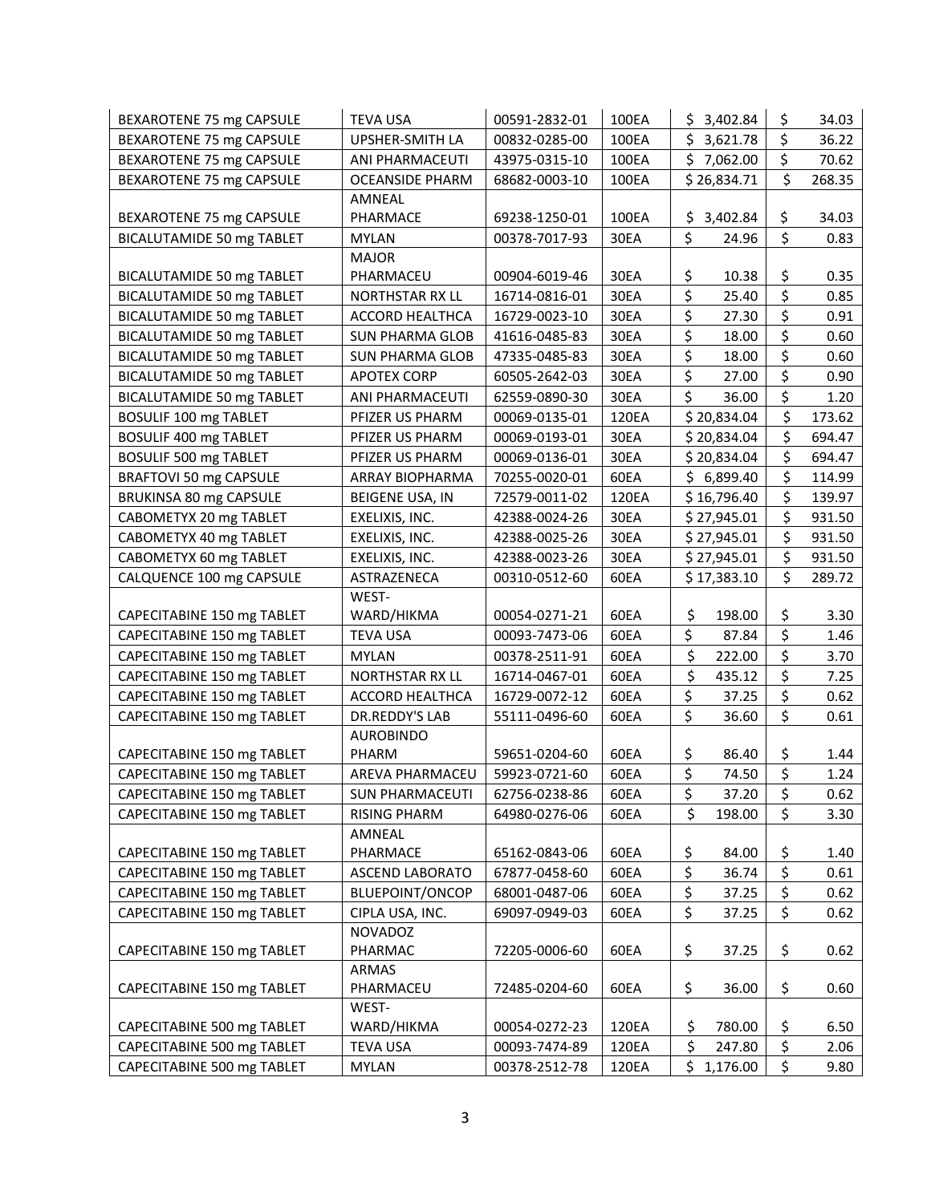| | | | | | |
|---|---|---|---|---|---|
| BEXAROTENE 75 mg CAPSULE | TEVA USA | 00591-2832-01 | 100EA | $ 3,402.84 | $ 34.03 |
| BEXAROTENE 75 mg CAPSULE | UPSHER-SMITH LA | 00832-0285-00 | 100EA | $ 3,621.78 | $ 36.22 |
| BEXAROTENE 75 mg CAPSULE | ANI PHARMACEUTI | 43975-0315-10 | 100EA | $ 7,062.00 | $ 70.62 |
| BEXAROTENE 75 mg CAPSULE | OCEANSIDE PHARM | 68682-0003-10 | 100EA | $ 26,834.71 | $ 268.35 |
| BEXAROTENE 75 mg CAPSULE | AMNEAL PHARMACE | 69238-1250-01 | 100EA | $ 3,402.84 | $ 34.03 |
| BICALUTAMIDE 50 mg TABLET | MYLAN | 00378-7017-93 | 30EA | $ 24.96 | $ 0.83 |
| BICALUTAMIDE 50 mg TABLET | MAJOR PHARMACEU | 00904-6019-46 | 30EA | $ 10.38 | $ 0.35 |
| BICALUTAMIDE 50 mg TABLET | NORTHSTAR RX LL | 16714-0816-01 | 30EA | $ 25.40 | $ 0.85 |
| BICALUTAMIDE 50 mg TABLET | ACCORD HEALTHCA | 16729-0023-10 | 30EA | $ 27.30 | $ 0.91 |
| BICALUTAMIDE 50 mg TABLET | SUN PHARMA GLOB | 41616-0485-83 | 30EA | $ 18.00 | $ 0.60 |
| BICALUTAMIDE 50 mg TABLET | SUN PHARMA GLOB | 47335-0485-83 | 30EA | $ 18.00 | $ 0.60 |
| BICALUTAMIDE 50 mg TABLET | APOTEX CORP | 60505-2642-03 | 30EA | $ 27.00 | $ 0.90 |
| BICALUTAMIDE 50 mg TABLET | ANI PHARMACEUTI | 62559-0890-30 | 30EA | $ 36.00 | $ 1.20 |
| BOSULIF 100 mg TABLET | PFIZER US PHARM | 00069-0135-01 | 120EA | $ 20,834.04 | $ 173.62 |
| BOSULIF 400 mg TABLET | PFIZER US PHARM | 00069-0193-01 | 30EA | $ 20,834.04 | $ 694.47 |
| BOSULIF 500 mg TABLET | PFIZER US PHARM | 00069-0136-01 | 30EA | $ 20,834.04 | $ 694.47 |
| BRAFTOVI 50 mg CAPSULE | ARRAY BIOPHARMA | 70255-0020-01 | 60EA | $ 6,899.40 | $ 114.99 |
| BRUKINSA 80 mg CAPSULE | BEIGENE USA, IN | 72579-0011-02 | 120EA | $ 16,796.40 | $ 139.97 |
| CABOMETYX 20 mg TABLET | EXELIXIS, INC. | 42388-0024-26 | 30EA | $ 27,945.01 | $ 931.50 |
| CABOMETYX 40 mg TABLET | EXELIXIS, INC. | 42388-0025-26 | 30EA | $ 27,945.01 | $ 931.50 |
| CABOMETYX 60 mg TABLET | EXELIXIS, INC. | 42388-0023-26 | 30EA | $ 27,945.01 | $ 931.50 |
| CALQUENCE 100 mg CAPSULE | ASTRAZENECA | 00310-0512-60 | 60EA | $ 17,383.10 | $ 289.72 |
| CAPECITABINE 150 mg TABLET | WEST-WARD/HIKMA | 00054-0271-21 | 60EA | $ 198.00 | $ 3.30 |
| CAPECITABINE 150 mg TABLET | TEVA USA | 00093-7473-06 | 60EA | $ 87.84 | $ 1.46 |
| CAPECITABINE 150 mg TABLET | MYLAN | 00378-2511-91 | 60EA | $ 222.00 | $ 3.70 |
| CAPECITABINE 150 mg TABLET | NORTHSTAR RX LL | 16714-0467-01 | 60EA | $ 435.12 | $ 7.25 |
| CAPECITABINE 150 mg TABLET | ACCORD HEALTHCA | 16729-0072-12 | 60EA | $ 37.25 | $ 0.62 |
| CAPECITABINE 150 mg TABLET | DR.REDDY'S LAB | 55111-0496-60 | 60EA | $ 36.60 | $ 0.61 |
| CAPECITABINE 150 mg TABLET | AUROBINDO PHARM | 59651-0204-60 | 60EA | $ 86.40 | $ 1.44 |
| CAPECITABINE 150 mg TABLET | AREVA PHARMACEU | 59923-0721-60 | 60EA | $ 74.50 | $ 1.24 |
| CAPECITABINE 150 mg TABLET | SUN PHARMACEUTI | 62756-0238-86 | 60EA | $ 37.20 | $ 0.62 |
| CAPECITABINE 150 mg TABLET | RISING PHARM | 64980-0276-06 | 60EA | $ 198.00 | $ 3.30 |
| CAPECITABINE 150 mg TABLET | AMNEAL PHARMACE | 65162-0843-06 | 60EA | $ 84.00 | $ 1.40 |
| CAPECITABINE 150 mg TABLET | ASCEND LABORATO | 67877-0458-60 | 60EA | $ 36.74 | $ 0.61 |
| CAPECITABINE 150 mg TABLET | BLUEPOINT/ONCOP | 68001-0487-06 | 60EA | $ 37.25 | $ 0.62 |
| CAPECITABINE 150 mg TABLET | CIPLA USA, INC. | 69097-0949-03 | 60EA | $ 37.25 | $ 0.62 |
| CAPECITABINE 150 mg TABLET | NOVADOZ PHARMAC | 72205-0006-60 | 60EA | $ 37.25 | $ 0.62 |
| CAPECITABINE 150 mg TABLET | ARMAS PHARMACEU | 72485-0204-60 | 60EA | $ 36.00 | $ 0.60 |
| CAPECITABINE 500 mg TABLET | WEST-WARD/HIKMA | 00054-0272-23 | 120EA | $ 780.00 | $ 6.50 |
| CAPECITABINE 500 mg TABLET | TEVA USA | 00093-7474-89 | 120EA | $ 247.80 | $ 2.06 |
| CAPECITABINE 500 mg TABLET | MYLAN | 00378-2512-78 | 120EA | $ 1,176.00 | $ 9.80 |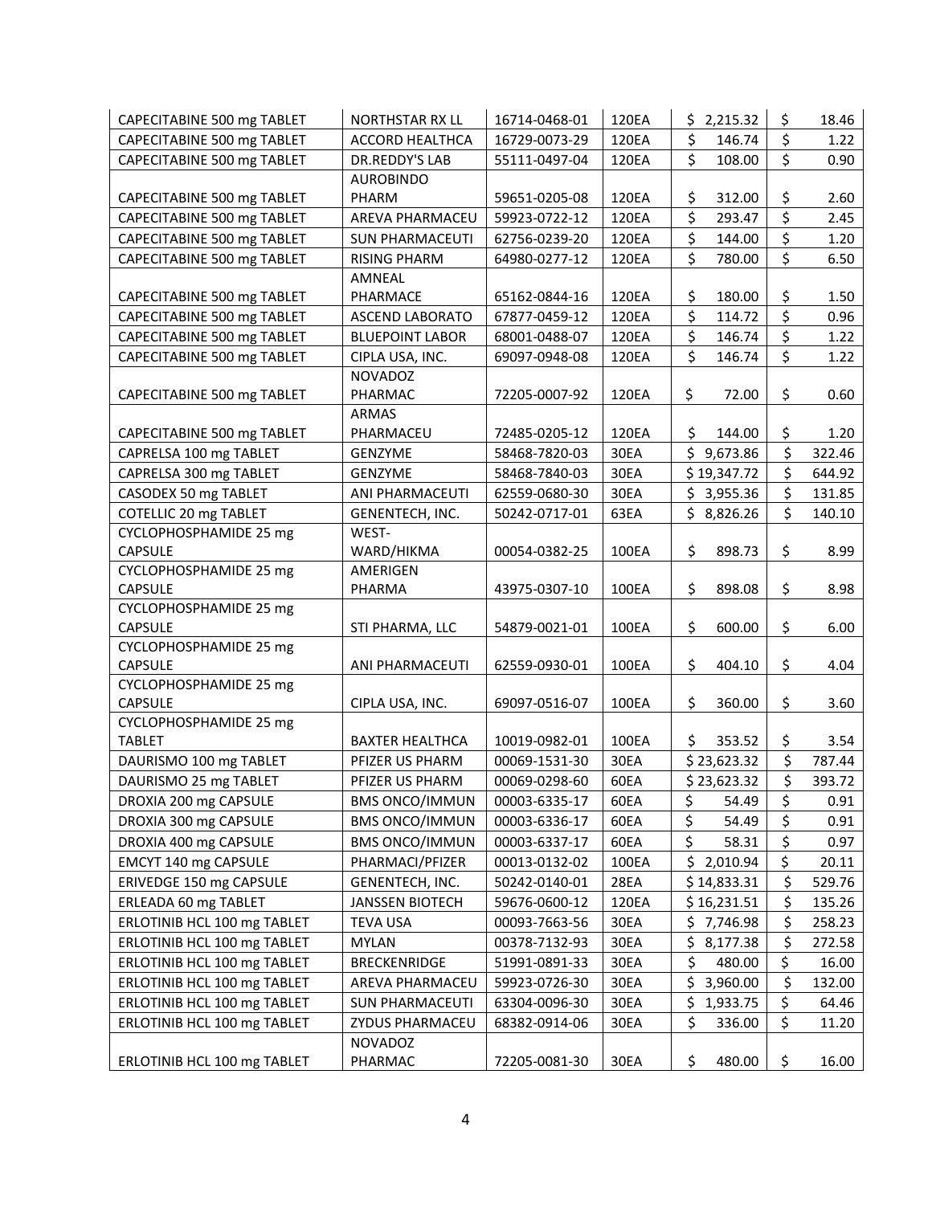| CAPECITABINE 500 mg TABLET | NORTHSTAR RX LL | 16714-0468-01 | 120EA | $ 2,215.32 | $ 18.46 |
|---|---|---|---|---|---|
| CAPECITABINE 500 mg TABLET | ACCORD HEALTHCA | 16729-0073-29 | 120EA | $ 146.74 | $ 1.22 |
| CAPECITABINE 500 mg TABLET | DR.REDDY'S LAB | 55111-0497-04 | 120EA | $ 108.00 | $ 0.90 |
| CAPECITABINE 500 mg TABLET | AUROBINDO PHARM | 59651-0205-08 | 120EA | $ 312.00 | $ 2.60 |
| CAPECITABINE 500 mg TABLET | AREVA PHARMACEU | 59923-0722-12 | 120EA | $ 293.47 | $ 2.45 |
| CAPECITABINE 500 mg TABLET | SUN PHARMACEUTI | 62756-0239-20 | 120EA | $ 144.00 | $ 1.20 |
| CAPECITABINE 500 mg TABLET | RISING PHARM | 64980-0277-12 | 120EA | $ 780.00 | $ 6.50 |
| CAPECITABINE 500 mg TABLET | AMNEAL PHARMACE | 65162-0844-16 | 120EA | $ 180.00 | $ 1.50 |
| CAPECITABINE 500 mg TABLET | ASCEND LABORATO | 67877-0459-12 | 120EA | $ 114.72 | $ 0.96 |
| CAPECITABINE 500 mg TABLET | BLUEPOINT LABOR | 68001-0488-07 | 120EA | $ 146.74 | $ 1.22 |
| CAPECITABINE 500 mg TABLET | CIPLA USA, INC. | 69097-0948-08 | 120EA | $ 146.74 | $ 1.22 |
| CAPECITABINE 500 mg TABLET | NOVADOZ PHARMAC | 72205-0007-92 | 120EA | $ 72.00 | $ 0.60 |
| CAPECITABINE 500 mg TABLET | ARMAS PHARMACEU | 72485-0205-12 | 120EA | $ 144.00 | $ 1.20 |
| CAPRELSA 100 mg TABLET | GENZYME | 58468-7820-03 | 30EA | $ 9,673.86 | $ 322.46 |
| CAPRELSA 300 mg TABLET | GENZYME | 58468-7840-03 | 30EA | $ 19,347.72 | $ 644.92 |
| CASODEX 50 mg TABLET | ANI PHARMACEUTI | 62559-0680-30 | 30EA | $ 3,955.36 | $ 131.85 |
| COTELLIC 20 mg TABLET | GENENTECH, INC. | 50242-0717-01 | 63EA | $ 8,826.26 | $ 140.10 |
| CYCLOPHOSPHAMIDE 25 mg CAPSULE | WEST-WARD/HIKMA | 00054-0382-25 | 100EA | $ 898.73 | $ 8.99 |
| CYCLOPHOSPHAMIDE 25 mg CAPSULE | AMERIGEN PHARMA | 43975-0307-10 | 100EA | $ 898.08 | $ 8.98 |
| CYCLOPHOSPHAMIDE 25 mg CAPSULE | STI PHARMA, LLC | 54879-0021-01 | 100EA | $ 600.00 | $ 6.00 |
| CYCLOPHOSPHAMIDE 25 mg CAPSULE | ANI PHARMACEUTI | 62559-0930-01 | 100EA | $ 404.10 | $ 4.04 |
| CYCLOPHOSPHAMIDE 25 mg CAPSULE | CIPLA USA, INC. | 69097-0516-07 | 100EA | $ 360.00 | $ 3.60 |
| CYCLOPHOSPHAMIDE 25 mg TABLET | BAXTER HEALTHCA | 10019-0982-01 | 100EA | $ 353.52 | $ 3.54 |
| DAURISMO 100 mg TABLET | PFIZER US PHARM | 00069-1531-30 | 30EA | $ 23,623.32 | $ 787.44 |
| DAURISMO 25 mg TABLET | PFIZER US PHARM | 00069-0298-60 | 60EA | $ 23,623.32 | $ 393.72 |
| DROXIA 200 mg CAPSULE | BMS ONCO/IMMUN | 00003-6335-17 | 60EA | $ 54.49 | $ 0.91 |
| DROXIA 300 mg CAPSULE | BMS ONCO/IMMUN | 00003-6336-17 | 60EA | $ 54.49 | $ 0.91 |
| DROXIA 400 mg CAPSULE | BMS ONCO/IMMUN | 00003-6337-17 | 60EA | $ 58.31 | $ 0.97 |
| EMCYT 140 mg CAPSULE | PHARMACI/PFIZER | 00013-0132-02 | 100EA | $ 2,010.94 | $ 20.11 |
| ERIVEDGE 150 mg CAPSULE | GENENTECH, INC. | 50242-0140-01 | 28EA | $ 14,833.31 | $ 529.76 |
| ERLEADA 60 mg TABLET | JANSSEN BIOTECH | 59676-0600-12 | 120EA | $ 16,231.51 | $ 135.26 |
| ERLOTINIB HCL 100 mg TABLET | TEVA USA | 00093-7663-56 | 30EA | $ 7,746.98 | $ 258.23 |
| ERLOTINIB HCL 100 mg TABLET | MYLAN | 00378-7132-93 | 30EA | $ 8,177.38 | $ 272.58 |
| ERLOTINIB HCL 100 mg TABLET | BRECKENRIDGE | 51991-0891-33 | 30EA | $ 480.00 | $ 16.00 |
| ERLOTINIB HCL 100 mg TABLET | AREVA PHARMACEU | 59923-0726-30 | 30EA | $ 3,960.00 | $ 132.00 |
| ERLOTINIB HCL 100 mg TABLET | SUN PHARMACEUTI | 63304-0096-30 | 30EA | $ 1,933.75 | $ 64.46 |
| ERLOTINIB HCL 100 mg TABLET | ZYDUS PHARMACEU | 68382-0914-06 | 30EA | $ 336.00 | $ 11.20 |
| ERLOTINIB HCL 100 mg TABLET | NOVADOZ PHARMAC | 72205-0081-30 | 30EA | $ 480.00 | $ 16.00 |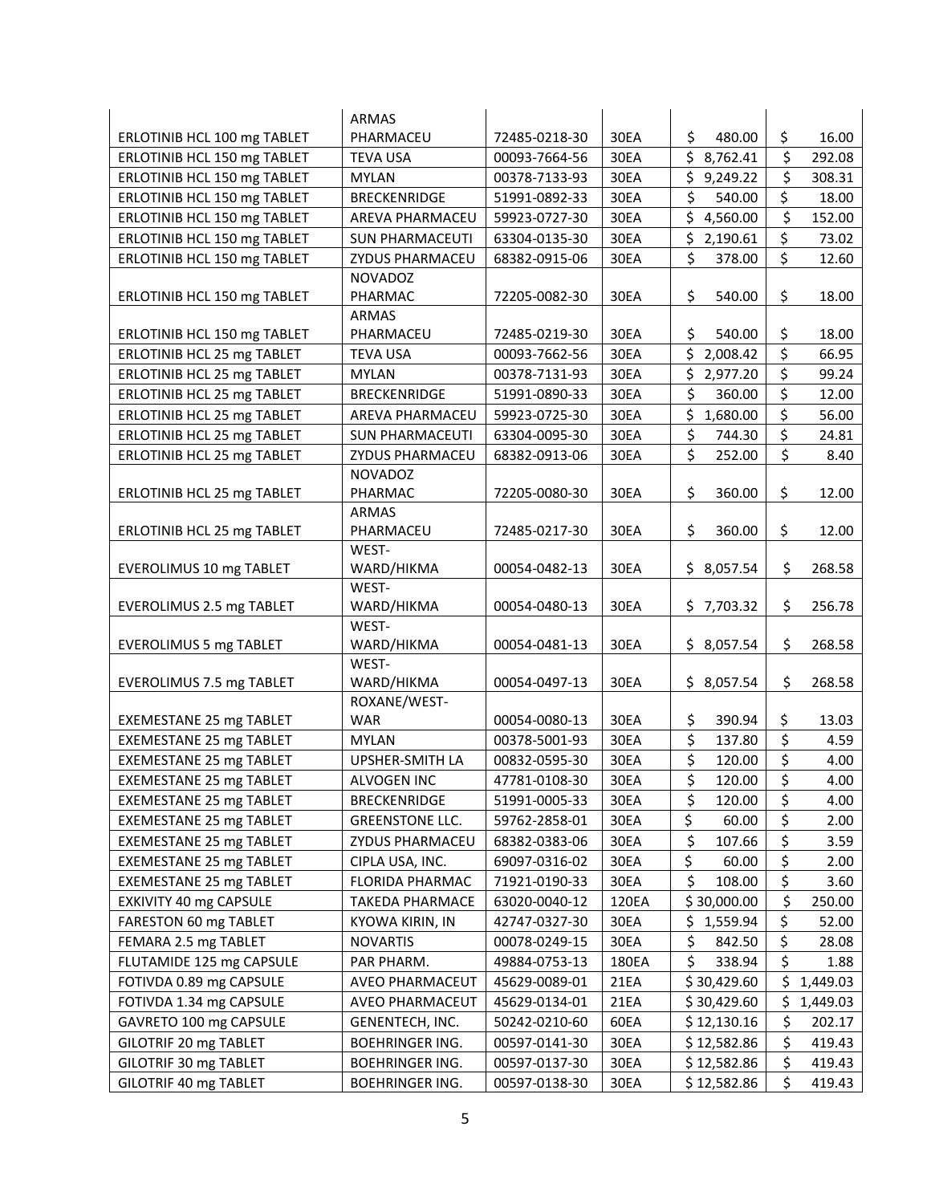| | | | | | |
|---|---|---|---|---|---|
| ERLOTINIB HCL 100 mg TABLET | ARMAS PHARMACEU | 72485-0218-30 | 30EA | $ 480.00 | $ 16.00 |
| ERLOTINIB HCL 150 mg TABLET | TEVA USA | 00093-7664-56 | 30EA | $ 8,762.41 | $ 292.08 |
| ERLOTINIB HCL 150 mg TABLET | MYLAN | 00378-7133-93 | 30EA | $ 9,249.22 | $ 308.31 |
| ERLOTINIB HCL 150 mg TABLET | BRECKENRIDGE | 51991-0892-33 | 30EA | $ 540.00 | $ 18.00 |
| ERLOTINIB HCL 150 mg TABLET | AREVA PHARMACEU | 59923-0727-30 | 30EA | $ 4,560.00 | $ 152.00 |
| ERLOTINIB HCL 150 mg TABLET | SUN PHARMACEUTI | 63304-0135-30 | 30EA | $ 2,190.61 | $ 73.02 |
| ERLOTINIB HCL 150 mg TABLET | ZYDUS PHARMACEU | 68382-0915-06 | 30EA | $ 378.00 | $ 12.60 |
| ERLOTINIB HCL 150 mg TABLET | NOVADOZ PHARMAC | 72205-0082-30 | 30EA | $ 540.00 | $ 18.00 |
| ERLOTINIB HCL 150 mg TABLET | ARMAS PHARMACEU | 72485-0219-30 | 30EA | $ 540.00 | $ 18.00 |
| ERLOTINIB HCL 25 mg TABLET | TEVA USA | 00093-7662-56 | 30EA | $ 2,008.42 | $ 66.95 |
| ERLOTINIB HCL 25 mg TABLET | MYLAN | 00378-7131-93 | 30EA | $ 2,977.20 | $ 99.24 |
| ERLOTINIB HCL 25 mg TABLET | BRECKENRIDGE | 51991-0890-33 | 30EA | $ 360.00 | $ 12.00 |
| ERLOTINIB HCL 25 mg TABLET | AREVA PHARMACEU | 59923-0725-30 | 30EA | $ 1,680.00 | $ 56.00 |
| ERLOTINIB HCL 25 mg TABLET | SUN PHARMACEUTI | 63304-0095-30 | 30EA | $ 744.30 | $ 24.81 |
| ERLOTINIB HCL 25 mg TABLET | ZYDUS PHARMACEU | 68382-0913-06 | 30EA | $ 252.00 | $ 8.40 |
| ERLOTINIB HCL 25 mg TABLET | NOVADOZ PHARMAC | 72205-0080-30 | 30EA | $ 360.00 | $ 12.00 |
| ERLOTINIB HCL 25 mg TABLET | ARMAS PHARMACEU | 72485-0217-30 | 30EA | $ 360.00 | $ 12.00 |
| EVEROLIMUS 10 mg TABLET | WEST-WARD/HIKMA | 00054-0482-13 | 30EA | $ 8,057.54 | $ 268.58 |
| EVEROLIMUS 2.5 mg TABLET | WEST-WARD/HIKMA | 00054-0480-13 | 30EA | $ 7,703.32 | $ 256.78 |
| EVEROLIMUS 5 mg TABLET | WEST-WARD/HIKMA | 00054-0481-13 | 30EA | $ 8,057.54 | $ 268.58 |
| EVEROLIMUS 7.5 mg TABLET | WEST-WARD/HIKMA | 00054-0497-13 | 30EA | $ 8,057.54 | $ 268.58 |
| EXEMESTANE 25 mg TABLET | ROXANE/WEST-WAR | 00054-0080-13 | 30EA | $ 390.94 | $ 13.03 |
| EXEMESTANE 25 mg TABLET | MYLAN | 00378-5001-93 | 30EA | $ 137.80 | $ 4.59 |
| EXEMESTANE 25 mg TABLET | UPSHER-SMITH LA | 00832-0595-30 | 30EA | $ 120.00 | $ 4.00 |
| EXEMESTANE 25 mg TABLET | ALVOGEN INC | 47781-0108-30 | 30EA | $ 120.00 | $ 4.00 |
| EXEMESTANE 25 mg TABLET | BRECKENRIDGE | 51991-0005-33 | 30EA | $ 120.00 | $ 4.00 |
| EXEMESTANE 25 mg TABLET | GREENSTONE LLC. | 59762-2858-01 | 30EA | $ 60.00 | $ 2.00 |
| EXEMESTANE 25 mg TABLET | ZYDUS PHARMACEU | 68382-0383-06 | 30EA | $ 107.66 | $ 3.59 |
| EXEMESTANE 25 mg TABLET | CIPLA USA, INC. | 69097-0316-02 | 30EA | $ 60.00 | $ 2.00 |
| EXEMESTANE 25 mg TABLET | FLORIDA PHARMAC | 71921-0190-33 | 30EA | $ 108.00 | $ 3.60 |
| EXKIVITY 40 mg CAPSULE | TAKEDA PHARMACE | 63020-0040-12 | 120EA | $ 30,000.00 | $ 250.00 |
| FARESTON 60 mg TABLET | KYOWA KIRIN, IN | 42747-0327-30 | 30EA | $ 1,559.94 | $ 52.00 |
| FEMARA 2.5 mg TABLET | NOVARTIS | 00078-0249-15 | 30EA | $ 842.50 | $ 28.08 |
| FLUTAMIDE 125 mg CAPSULE | PAR PHARM. | 49884-0753-13 | 180EA | $ 338.94 | $ 1.88 |
| FOTIVDA 0.89 mg CAPSULE | AVEO PHARMACEUT | 45629-0089-01 | 21EA | $ 30,429.60 | $ 1,449.03 |
| FOTIVDA 1.34 mg CAPSULE | AVEO PHARMACEUT | 45629-0134-01 | 21EA | $ 30,429.60 | $ 1,449.03 |
| GAVRETO 100 mg CAPSULE | GENENTECH, INC. | 50242-0210-60 | 60EA | $ 12,130.16 | $ 202.17 |
| GILOTRIF 20 mg TABLET | BOEHRINGER ING. | 00597-0141-30 | 30EA | $ 12,582.86 | $ 419.43 |
| GILOTRIF 30 mg TABLET | BOEHRINGER ING. | 00597-0137-30 | 30EA | $ 12,582.86 | $ 419.43 |
| GILOTRIF 40 mg TABLET | BOEHRINGER ING. | 00597-0138-30 | 30EA | $ 12,582.86 | $ 419.43 |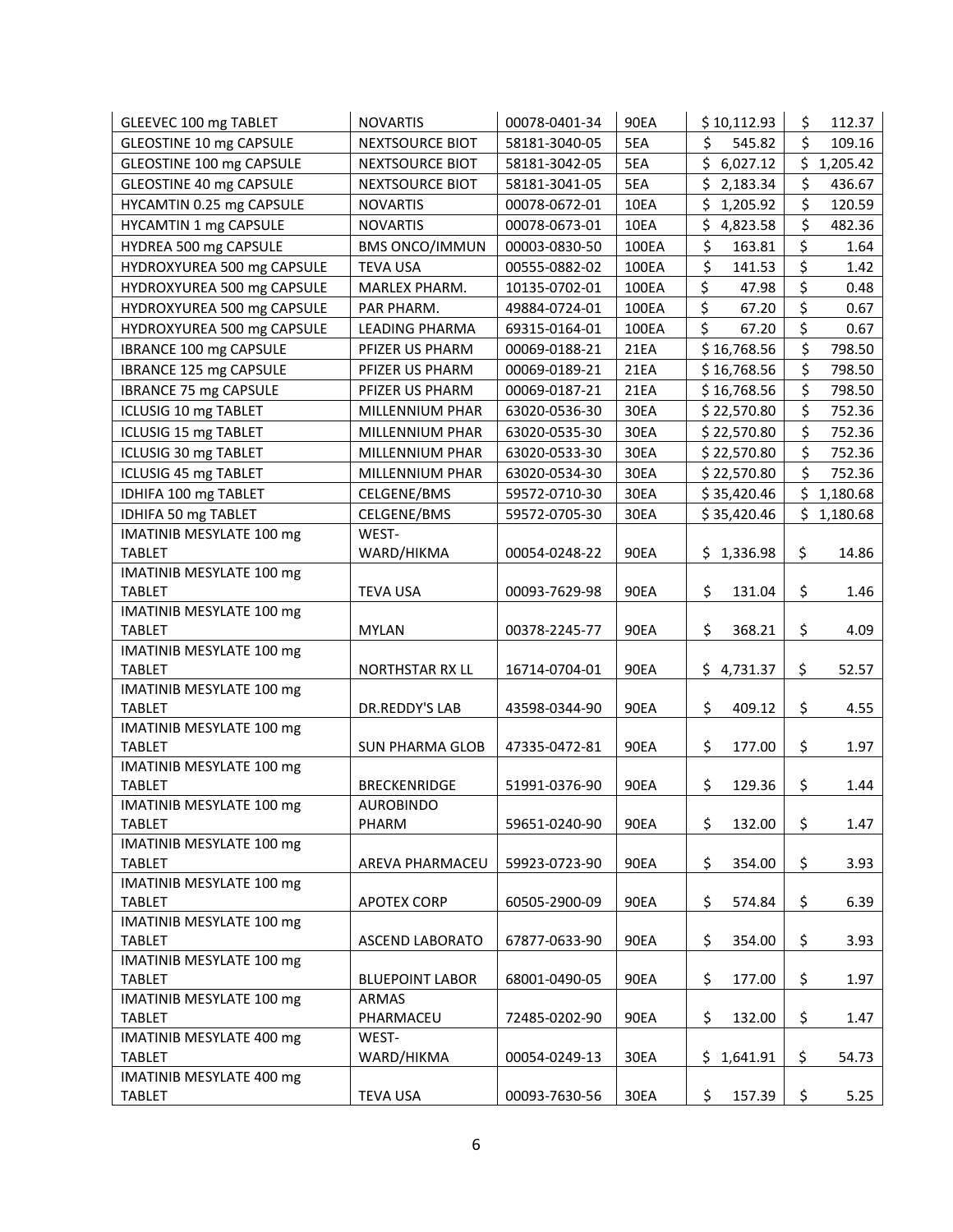| | | | | | |
|---|---|---|---|---|---|
| GLEEVEC 100 mg TABLET | NOVARTIS | 00078-0401-34 | 90EA | $ 10,112.93 | $ 112.37 |
| GLEOSTINE 10 mg CAPSULE | NEXTSOURCE BIOT | 58181-3040-05 | 5EA | $ 545.82 | $ 109.16 |
| GLEOSTINE 100 mg CAPSULE | NEXTSOURCE BIOT | 58181-3042-05 | 5EA | $ 6,027.12 | $ 1,205.42 |
| GLEOSTINE 40 mg CAPSULE | NEXTSOURCE BIOT | 58181-3041-05 | 5EA | $ 2,183.34 | $ 436.67 |
| HYCAMTIN 0.25 mg CAPSULE | NOVARTIS | 00078-0672-01 | 10EA | $ 1,205.92 | $ 120.59 |
| HYCAMTIN 1 mg CAPSULE | NOVARTIS | 00078-0673-01 | 10EA | $ 4,823.58 | $ 482.36 |
| HYDREA 500 mg CAPSULE | BMS ONCO/IMMUN | 00003-0830-50 | 100EA | $ 163.81 | $ 1.64 |
| HYDROXYUREA 500 mg CAPSULE | TEVA USA | 00555-0882-02 | 100EA | $ 141.53 | $ 1.42 |
| HYDROXYUREA 500 mg CAPSULE | MARLEX PHARM. | 10135-0702-01 | 100EA | $ 47.98 | $ 0.48 |
| HYDROXYUREA 500 mg CAPSULE | PAR PHARM. | 49884-0724-01 | 100EA | $ 67.20 | $ 0.67 |
| HYDROXYUREA 500 mg CAPSULE | LEADING PHARMA | 69315-0164-01 | 100EA | $ 67.20 | $ 0.67 |
| IBRANCE 100 mg CAPSULE | PFIZER US PHARM | 00069-0188-21 | 21EA | $ 16,768.56 | $ 798.50 |
| IBRANCE 125 mg CAPSULE | PFIZER US PHARM | 00069-0189-21 | 21EA | $ 16,768.56 | $ 798.50 |
| IBRANCE 75 mg CAPSULE | PFIZER US PHARM | 00069-0187-21 | 21EA | $ 16,768.56 | $ 798.50 |
| ICLUSIG 10 mg TABLET | MILLENNIUM PHAR | 63020-0536-30 | 30EA | $ 22,570.80 | $ 752.36 |
| ICLUSIG 15 mg TABLET | MILLENNIUM PHAR | 63020-0535-30 | 30EA | $ 22,570.80 | $ 752.36 |
| ICLUSIG 30 mg TABLET | MILLENNIUM PHAR | 63020-0533-30 | 30EA | $ 22,570.80 | $ 752.36 |
| ICLUSIG 45 mg TABLET | MILLENNIUM PHAR | 63020-0534-30 | 30EA | $ 22,570.80 | $ 752.36 |
| IDHIFA 100 mg TABLET | CELGENE/BMS | 59572-0710-30 | 30EA | $ 35,420.46 | $ 1,180.68 |
| IDHIFA 50 mg TABLET | CELGENE/BMS | 59572-0705-30 | 30EA | $ 35,420.46 | $ 1,180.68 |
| IMATINIB MESYLATE 100 mg TABLET | WEST-WARD/HIKMA | 00054-0248-22 | 90EA | $ 1,336.98 | $ 14.86 |
| IMATINIB MESYLATE 100 mg TABLET | TEVA USA | 00093-7629-98 | 90EA | $ 131.04 | $ 1.46 |
| IMATINIB MESYLATE 100 mg TABLET | MYLAN | 00378-2245-77 | 90EA | $ 368.21 | $ 4.09 |
| IMATINIB MESYLATE 100 mg TABLET | NORTHSTAR RX LL | 16714-0704-01 | 90EA | $ 4,731.37 | $ 52.57 |
| IMATINIB MESYLATE 100 mg TABLET | DR.REDDY'S LAB | 43598-0344-90 | 90EA | $ 409.12 | $ 4.55 |
| IMATINIB MESYLATE 100 mg TABLET | SUN PHARMA GLOB | 47335-0472-81 | 90EA | $ 177.00 | $ 1.97 |
| IMATINIB MESYLATE 100 mg TABLET | BRECKENRIDGE | 51991-0376-90 | 90EA | $ 129.36 | $ 1.44 |
| IMATINIB MESYLATE 100 mg TABLET | AUROBINDO PHARM | 59651-0240-90 | 90EA | $ 132.00 | $ 1.47 |
| IMATINIB MESYLATE 100 mg TABLET | AREVA PHARMACEU | 59923-0723-90 | 90EA | $ 354.00 | $ 3.93 |
| IMATINIB MESYLATE 100 mg TABLET | APOTEX CORP | 60505-2900-09 | 90EA | $ 574.84 | $ 6.39 |
| IMATINIB MESYLATE 100 mg TABLET | ASCEND LABORATO | 67877-0633-90 | 90EA | $ 354.00 | $ 3.93 |
| IMATINIB MESYLATE 100 mg TABLET | BLUEPOINT LABOR | 68001-0490-05 | 90EA | $ 177.00 | $ 1.97 |
| IMATINIB MESYLATE 100 mg TABLET | ARMAS PHARMACEU | 72485-0202-90 | 90EA | $ 132.00 | $ 1.47 |
| IMATINIB MESYLATE 400 mg TABLET | WEST-WARD/HIKMA | 00054-0249-13 | 30EA | $ 1,641.91 | $ 54.73 |
| IMATINIB MESYLATE 400 mg TABLET | TEVA USA | 00093-7630-56 | 30EA | $ 157.39 | $ 5.25 |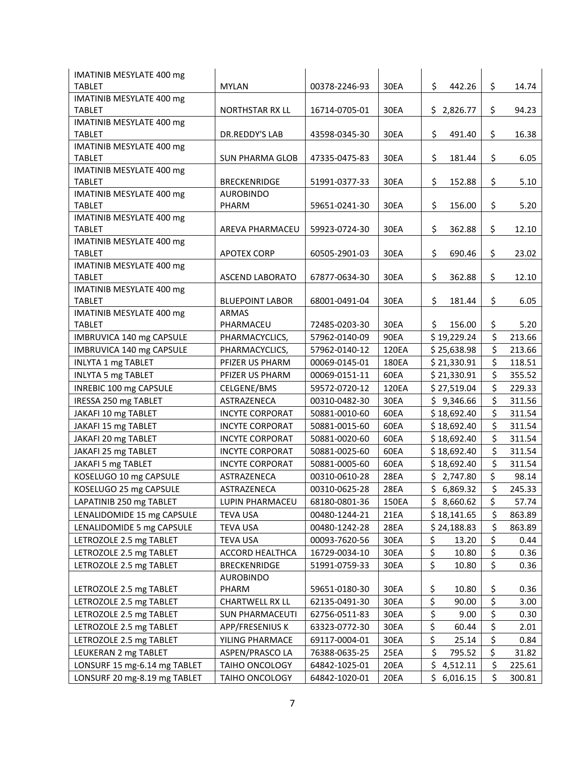| | | | | | |
|---|---|---|---|---|---|
| IMATINIB MESYLATE 400 mg TABLET | MYLAN | 00378-2246-93 | 30EA | $ 442.26 | $ 14.74 |
| IMATINIB MESYLATE 400 mg TABLET | NORTHSTAR RX LL | 16714-0705-01 | 30EA | $ 2,826.77 | $ 94.23 |
| IMATINIB MESYLATE 400 mg TABLET | DR.REDDY'S LAB | 43598-0345-30 | 30EA | $ 491.40 | $ 16.38 |
| IMATINIB MESYLATE 400 mg TABLET | SUN PHARMA GLOB | 47335-0475-83 | 30EA | $ 181.44 | $ 6.05 |
| IMATINIB MESYLATE 400 mg TABLET | BRECKENRIDGE | 51991-0377-33 | 30EA | $ 152.88 | $ 5.10 |
| IMATINIB MESYLATE 400 mg TABLET | AUROBINDO PHARM | 59651-0241-30 | 30EA | $ 156.00 | $ 5.20 |
| IMATINIB MESYLATE 400 mg TABLET | AREVA PHARMACEU | 59923-0724-30 | 30EA | $ 362.88 | $ 12.10 |
| IMATINIB MESYLATE 400 mg TABLET | APOTEX CORP | 60505-2901-03 | 30EA | $ 690.46 | $ 23.02 |
| IMATINIB MESYLATE 400 mg TABLET | ASCEND LABORATO | 67877-0634-30 | 30EA | $ 362.88 | $ 12.10 |
| IMATINIB MESYLATE 400 mg TABLET | BLUEPOINT LABOR | 68001-0491-04 | 30EA | $ 181.44 | $ 6.05 |
| IMATINIB MESYLATE 400 mg TABLET | ARMAS PHARMACEU | 72485-0203-30 | 30EA | $ 156.00 | $ 5.20 |
| IMBRUVICA 140 mg CAPSULE | PHARMACYCLICS, | 57962-0140-09 | 90EA | $ 19,229.24 | $ 213.66 |
| IMBRUVICA 140 mg CAPSULE | PHARMACYCLICS, | 57962-0140-12 | 120EA | $ 25,638.98 | $ 213.66 |
| INLYTA 1 mg TABLET | PFIZER US PHARM | 00069-0145-01 | 180EA | $ 21,330.91 | $ 118.51 |
| INLYTA 5 mg TABLET | PFIZER US PHARM | 00069-0151-11 | 60EA | $ 21,330.91 | $ 355.52 |
| INREBIC 100 mg CAPSULE | CELGENE/BMS | 59572-0720-12 | 120EA | $ 27,519.04 | $ 229.33 |
| IRESSA 250 mg TABLET | ASTRAZENECA | 00310-0482-30 | 30EA | $ 9,346.66 | $ 311.56 |
| JAKAFI 10 mg TABLET | INCYTE CORPORAT | 50881-0010-60 | 60EA | $ 18,692.40 | $ 311.54 |
| JAKAFI 15 mg TABLET | INCYTE CORPORAT | 50881-0015-60 | 60EA | $ 18,692.40 | $ 311.54 |
| JAKAFI 20 mg TABLET | INCYTE CORPORAT | 50881-0020-60 | 60EA | $ 18,692.40 | $ 311.54 |
| JAKAFI 25 mg TABLET | INCYTE CORPORAT | 50881-0025-60 | 60EA | $ 18,692.40 | $ 311.54 |
| JAKAFI 5 mg TABLET | INCYTE CORPORAT | 50881-0005-60 | 60EA | $ 18,692.40 | $ 311.54 |
| KOSELUGO 10 mg CAPSULE | ASTRAZENECA | 00310-0610-28 | 28EA | $ 2,747.80 | $ 98.14 |
| KOSELUGO 25 mg CAPSULE | ASTRAZENECA | 00310-0625-28 | 28EA | $ 6,869.32 | $ 245.33 |
| LAPATINIB 250 mg TABLET | LUPIN PHARMACEU | 68180-0801-36 | 150EA | $ 8,660.62 | $ 57.74 |
| LENALIDOMIDE 15 mg CAPSULE | TEVA USA | 00480-1244-21 | 21EA | $ 18,141.65 | $ 863.89 |
| LENALIDOMIDE 5 mg CAPSULE | TEVA USA | 00480-1242-28 | 28EA | $ 24,188.83 | $ 863.89 |
| LETROZOLE 2.5 mg TABLET | TEVA USA | 00093-7620-56 | 30EA | $ 13.20 | $ 0.44 |
| LETROZOLE 2.5 mg TABLET | ACCORD HEALTHCA | 16729-0034-10 | 30EA | $ 10.80 | $ 0.36 |
| LETROZOLE 2.5 mg TABLET | BRECKENRIDGE | 51991-0759-33 | 30EA | $ 10.80 | $ 0.36 |
| LETROZOLE 2.5 mg TABLET | AUROBINDO PHARM | 59651-0180-30 | 30EA | $ 10.80 | $ 0.36 |
| LETROZOLE 2.5 mg TABLET | CHARTWELL RX LL | 62135-0491-30 | 30EA | $ 90.00 | $ 3.00 |
| LETROZOLE 2.5 mg TABLET | SUN PHARMACEUTI | 62756-0511-83 | 30EA | $ 9.00 | $ 0.30 |
| LETROZOLE 2.5 mg TABLET | APP/FRESENIUS K | 63323-0772-30 | 30EA | $ 60.44 | $ 2.01 |
| LETROZOLE 2.5 mg TABLET | YILING PHARMACE | 69117-0004-01 | 30EA | $ 25.14 | $ 0.84 |
| LEUKERAN 2 mg TABLET | ASPEN/PRASCO LA | 76388-0635-25 | 25EA | $ 795.52 | $ 31.82 |
| LONSURF 15 mg-6.14 mg TABLET | TAIHO ONCOLOGY | 64842-1025-01 | 20EA | $ 4,512.11 | $ 225.61 |
| LONSURF 20 mg-8.19 mg TABLET | TAIHO ONCOLOGY | 64842-1020-01 | 20EA | $ 6,016.15 | $ 300.81 |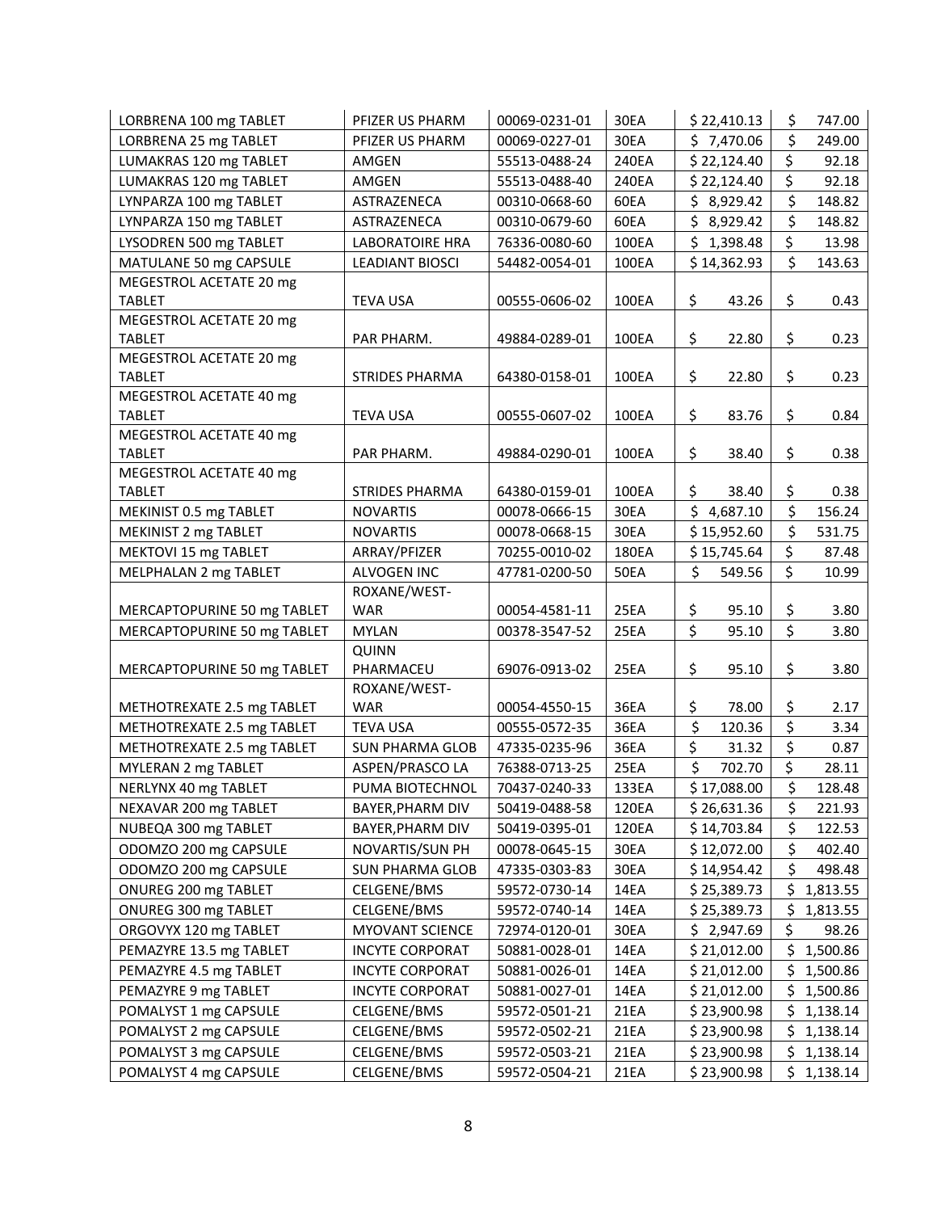| | | | | | |
|---|---|---|---|---|---|
| LORBRENA 100 mg TABLET | PFIZER US PHARM | 00069-0231-01 | 30EA | $ 22,410.13 | $ 747.00 |
| LORBRENA 25 mg TABLET | PFIZER US PHARM | 00069-0227-01 | 30EA | $ 7,470.06 | $ 249.00 |
| LUMAKRAS 120 mg TABLET | AMGEN | 55513-0488-24 | 240EA | $ 22,124.40 | $ 92.18 |
| LUMAKRAS 120 mg TABLET | AMGEN | 55513-0488-40 | 240EA | $ 22,124.40 | $ 92.18 |
| LYNPARZA 100 mg TABLET | ASTRAZENECA | 00310-0668-60 | 60EA | $ 8,929.42 | $ 148.82 |
| LYNPARZA 150 mg TABLET | ASTRAZENECA | 00310-0679-60 | 60EA | $ 8,929.42 | $ 148.82 |
| LYSODREN 500 mg TABLET | LABORATOIRE HRA | 76336-0080-60 | 100EA | $ 1,398.48 | $ 13.98 |
| MATULANE 50 mg CAPSULE | LEADIANT BIOSCI | 54482-0054-01 | 100EA | $ 14,362.93 | $ 143.63 |
| MEGESTROL ACETATE 20 mg TABLET | TEVA USA | 00555-0606-02 | 100EA | $ 43.26 | $ 0.43 |
| MEGESTROL ACETATE 20 mg TABLET | PAR PHARM. | 49884-0289-01 | 100EA | $ 22.80 | $ 0.23 |
| MEGESTROL ACETATE 20 mg TABLET | STRIDES PHARMA | 64380-0158-01 | 100EA | $ 22.80 | $ 0.23 |
| MEGESTROL ACETATE 40 mg TABLET | TEVA USA | 00555-0607-02 | 100EA | $ 83.76 | $ 0.84 |
| MEGESTROL ACETATE 40 mg TABLET | PAR PHARM. | 49884-0290-01 | 100EA | $ 38.40 | $ 0.38 |
| MEGESTROL ACETATE 40 mg TABLET | STRIDES PHARMA | 64380-0159-01 | 100EA | $ 38.40 | $ 0.38 |
| MEKINIST 0.5 mg TABLET | NOVARTIS | 00078-0666-15 | 30EA | $ 4,687.10 | $ 156.24 |
| MEKINIST 2 mg TABLET | NOVARTIS | 00078-0668-15 | 30EA | $ 15,952.60 | $ 531.75 |
| MEKTOVI 15 mg TABLET | ARRAY/PFIZER | 70255-0010-02 | 180EA | $ 15,745.64 | $ 87.48 |
| MELPHALAN 2 mg TABLET | ALVOGEN INC | 47781-0200-50 | 50EA | $ 549.56 | $ 10.99 |
| MERCAPTOPURINE 50 mg TABLET | ROXANE/WEST-WAR | 00054-4581-11 | 25EA | $ 95.10 | $ 3.80 |
| MERCAPTOPURINE 50 mg TABLET | MYLAN | 00378-3547-52 | 25EA | $ 95.10 | $ 3.80 |
| MERCAPTOPURINE 50 mg TABLET | QUINN PHARMACEU | 69076-0913-02 | 25EA | $ 95.10 | $ 3.80 |
| METHOTREXATE 2.5 mg TABLET | ROXANE/WEST-WAR | 00054-4550-15 | 36EA | $ 78.00 | $ 2.17 |
| METHOTREXATE 2.5 mg TABLET | TEVA USA | 00555-0572-35 | 36EA | $ 120.36 | $ 3.34 |
| METHOTREXATE 2.5 mg TABLET | SUN PHARMA GLOB | 47335-0235-96 | 36EA | $ 31.32 | $ 0.87 |
| MYLERAN 2 mg TABLET | ASPEN/PRASCO LA | 76388-0713-25 | 25EA | $ 702.70 | $ 28.11 |
| NERLYNX 40 mg TABLET | PUMA BIOTECHNOL | 70437-0240-33 | 133EA | $ 17,088.00 | $ 128.48 |
| NEXAVAR 200 mg TABLET | BAYER,PHARM DIV | 50419-0488-58 | 120EA | $ 26,631.36 | $ 221.93 |
| NUBEQA 300 mg TABLET | BAYER,PHARM DIV | 50419-0395-01 | 120EA | $ 14,703.84 | $ 122.53 |
| ODOMZO 200 mg CAPSULE | NOVARTIS/SUN PH | 00078-0645-15 | 30EA | $ 12,072.00 | $ 402.40 |
| ODOMZO 200 mg CAPSULE | SUN PHARMA GLOB | 47335-0303-83 | 30EA | $ 14,954.42 | $ 498.48 |
| ONUREG 200 mg TABLET | CELGENE/BMS | 59572-0730-14 | 14EA | $ 25,389.73 | $ 1,813.55 |
| ONUREG 300 mg TABLET | CELGENE/BMS | 59572-0740-14 | 14EA | $ 25,389.73 | $ 1,813.55 |
| ORGOVYX 120 mg TABLET | MYOVANT SCIENCE | 72974-0120-01 | 30EA | $ 2,947.69 | $ 98.26 |
| PEMAZYRE 13.5 mg TABLET | INCYTE CORPORAT | 50881-0028-01 | 14EA | $ 21,012.00 | $ 1,500.86 |
| PEMAZYRE 4.5 mg TABLET | INCYTE CORPORAT | 50881-0026-01 | 14EA | $ 21,012.00 | $ 1,500.86 |
| PEMAZYRE 9 mg TABLET | INCYTE CORPORAT | 50881-0027-01 | 14EA | $ 21,012.00 | $ 1,500.86 |
| POMALYST 1 mg CAPSULE | CELGENE/BMS | 59572-0501-21 | 21EA | $ 23,900.98 | $ 1,138.14 |
| POMALYST 2 mg CAPSULE | CELGENE/BMS | 59572-0502-21 | 21EA | $ 23,900.98 | $ 1,138.14 |
| POMALYST 3 mg CAPSULE | CELGENE/BMS | 59572-0503-21 | 21EA | $ 23,900.98 | $ 1,138.14 |
| POMALYST 4 mg CAPSULE | CELGENE/BMS | 59572-0504-21 | 21EA | $ 23,900.98 | $ 1,138.14 |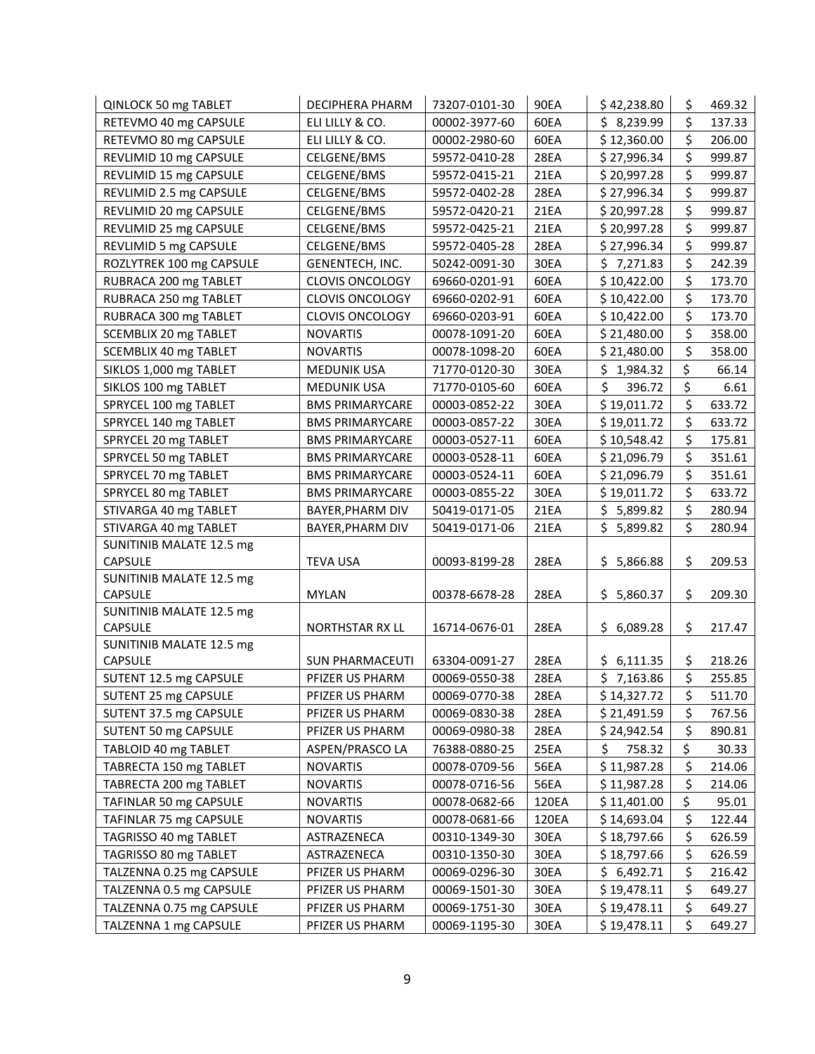| | | | | | |
|---|---|---|---|---|---|
| QINLOCK 50 mg TABLET | DECIPHERA PHARM | 73207-0101-30 | 90EA | $ 42,238.80 | $ 469.32 |
| RETEVMO 40 mg CAPSULE | ELI LILLY & CO. | 00002-3977-60 | 60EA | $ 8,239.99 | $ 137.33 |
| RETEVMO 80 mg CAPSULE | ELI LILLY & CO. | 00002-2980-60 | 60EA | $ 12,360.00 | $ 206.00 |
| REVLIMID 10 mg CAPSULE | CELGENE/BMS | 59572-0410-28 | 28EA | $ 27,996.34 | $ 999.87 |
| REVLIMID 15 mg CAPSULE | CELGENE/BMS | 59572-0415-21 | 21EA | $ 20,997.28 | $ 999.87 |
| REVLIMID 2.5 mg CAPSULE | CELGENE/BMS | 59572-0402-28 | 28EA | $ 27,996.34 | $ 999.87 |
| REVLIMID 20 mg CAPSULE | CELGENE/BMS | 59572-0420-21 | 21EA | $ 20,997.28 | $ 999.87 |
| REVLIMID 25 mg CAPSULE | CELGENE/BMS | 59572-0425-21 | 21EA | $ 20,997.28 | $ 999.87 |
| REVLIMID 5 mg CAPSULE | CELGENE/BMS | 59572-0405-28 | 28EA | $ 27,996.34 | $ 999.87 |
| ROZLYTREK 100 mg CAPSULE | GENENTECH, INC. | 50242-0091-30 | 30EA | $ 7,271.83 | $ 242.39 |
| RUBRACA 200 mg TABLET | CLOVIS ONCOLOGY | 69660-0201-91 | 60EA | $ 10,422.00 | $ 173.70 |
| RUBRACA 250 mg TABLET | CLOVIS ONCOLOGY | 69660-0202-91 | 60EA | $ 10,422.00 | $ 173.70 |
| RUBRACA 300 mg TABLET | CLOVIS ONCOLOGY | 69660-0203-91 | 60EA | $ 10,422.00 | $ 173.70 |
| SCEMBLIX 20 mg TABLET | NOVARTIS | 00078-1091-20 | 60EA | $ 21,480.00 | $ 358.00 |
| SCEMBLIX 40 mg TABLET | NOVARTIS | 00078-1098-20 | 60EA | $ 21,480.00 | $ 358.00 |
| SIKLOS 1,000 mg TABLET | MEDUNIK USA | 71770-0120-30 | 30EA | $ 1,984.32 | $ 66.14 |
| SIKLOS 100 mg TABLET | MEDUNIK USA | 71770-0105-60 | 60EA | $ 396.72 | $ 6.61 |
| SPRYCEL 100 mg TABLET | BMS PRIMARYCARE | 00003-0852-22 | 30EA | $ 19,011.72 | $ 633.72 |
| SPRYCEL 140 mg TABLET | BMS PRIMARYCARE | 00003-0857-22 | 30EA | $ 19,011.72 | $ 633.72 |
| SPRYCEL 20 mg TABLET | BMS PRIMARYCARE | 00003-0527-11 | 60EA | $ 10,548.42 | $ 175.81 |
| SPRYCEL 50 mg TABLET | BMS PRIMARYCARE | 00003-0528-11 | 60EA | $ 21,096.79 | $ 351.61 |
| SPRYCEL 70 mg TABLET | BMS PRIMARYCARE | 00003-0524-11 | 60EA | $ 21,096.79 | $ 351.61 |
| SPRYCEL 80 mg TABLET | BMS PRIMARYCARE | 00003-0855-22 | 30EA | $ 19,011.72 | $ 633.72 |
| STIVARGA 40 mg TABLET | BAYER,PHARM DIV | 50419-0171-05 | 21EA | $ 5,899.82 | $ 280.94 |
| STIVARGA 40 mg TABLET | BAYER,PHARM DIV | 50419-0171-06 | 21EA | $ 5,899.82 | $ 280.94 |
| SUNITINIB MALATE 12.5 mg CAPSULE | TEVA USA | 00093-8199-28 | 28EA | $ 5,866.88 | $ 209.53 |
| SUNITINIB MALATE 12.5 mg CAPSULE | MYLAN | 00378-6678-28 | 28EA | $ 5,860.37 | $ 209.30 |
| SUNITINIB MALATE 12.5 mg CAPSULE | NORTHSTAR RX LL | 16714-0676-01 | 28EA | $ 6,089.28 | $ 217.47 |
| SUNITINIB MALATE 12.5 mg CAPSULE | SUN PHARMACEUTI | 63304-0091-27 | 28EA | $ 6,111.35 | $ 218.26 |
| SUTENT 12.5 mg CAPSULE | PFIZER US PHARM | 00069-0550-38 | 28EA | $ 7,163.86 | $ 255.85 |
| SUTENT 25 mg CAPSULE | PFIZER US PHARM | 00069-0770-38 | 28EA | $ 14,327.72 | $ 511.70 |
| SUTENT 37.5 mg CAPSULE | PFIZER US PHARM | 00069-0830-38 | 28EA | $ 21,491.59 | $ 767.56 |
| SUTENT 50 mg CAPSULE | PFIZER US PHARM | 00069-0980-38 | 28EA | $ 24,942.54 | $ 890.81 |
| TABLOID 40 mg TABLET | ASPEN/PRASCO LA | 76388-0880-25 | 25EA | $ 758.32 | $ 30.33 |
| TABRECTA 150 mg TABLET | NOVARTIS | 00078-0709-56 | 56EA | $ 11,987.28 | $ 214.06 |
| TABRECTA 200 mg TABLET | NOVARTIS | 00078-0716-56 | 56EA | $ 11,987.28 | $ 214.06 |
| TAFINLAR 50 mg CAPSULE | NOVARTIS | 00078-0682-66 | 120EA | $ 11,401.00 | $ 95.01 |
| TAFINLAR 75 mg CAPSULE | NOVARTIS | 00078-0681-66 | 120EA | $ 14,693.04 | $ 122.44 |
| TAGRISSO 40 mg TABLET | ASTRAZENECA | 00310-1349-30 | 30EA | $ 18,797.66 | $ 626.59 |
| TAGRISSO 80 mg TABLET | ASTRAZENECA | 00310-1350-30 | 30EA | $ 18,797.66 | $ 626.59 |
| TALZENNA 0.25 mg CAPSULE | PFIZER US PHARM | 00069-0296-30 | 30EA | $ 6,492.71 | $ 216.42 |
| TALZENNA 0.5 mg CAPSULE | PFIZER US PHARM | 00069-1501-30 | 30EA | $ 19,478.11 | $ 649.27 |
| TALZENNA 0.75 mg CAPSULE | PFIZER US PHARM | 00069-1751-30 | 30EA | $ 19,478.11 | $ 649.27 |
| TALZENNA 1 mg CAPSULE | PFIZER US PHARM | 00069-1195-30 | 30EA | $ 19,478.11 | $ 649.27 |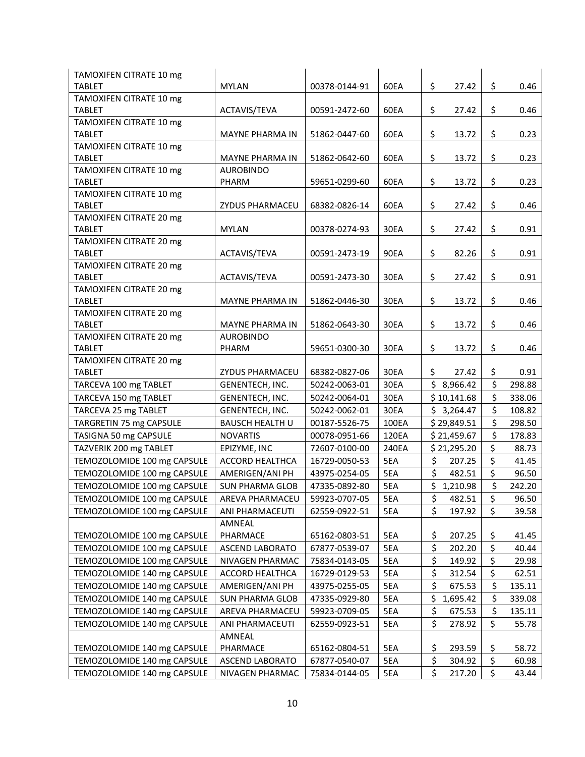| | | | | | |
|---|---|---|---|---|---|
| TAMOXIFEN CITRATE 10 mg TABLET | MYLAN | 00378-0144-91 | 60EA | $ 27.42 | $ 0.46 |
| TAMOXIFEN CITRATE 10 mg TABLET | ACTAVIS/TEVA | 00591-2472-60 | 60EA | $ 27.42 | $ 0.46 |
| TAMOXIFEN CITRATE 10 mg TABLET | MAYNE PHARMA IN | 51862-0447-60 | 60EA | $ 13.72 | $ 0.23 |
| TAMOXIFEN CITRATE 10 mg TABLET | MAYNE PHARMA IN | 51862-0642-60 | 60EA | $ 13.72 | $ 0.23 |
| TAMOXIFEN CITRATE 10 mg TABLET | AUROBINDO PHARM | 59651-0299-60 | 60EA | $ 13.72 | $ 0.23 |
| TAMOXIFEN CITRATE 10 mg TABLET | ZYDUS PHARMACEU | 68382-0826-14 | 60EA | $ 27.42 | $ 0.46 |
| TAMOXIFEN CITRATE 20 mg TABLET | MYLAN | 00378-0274-93 | 30EA | $ 27.42 | $ 0.91 |
| TAMOXIFEN CITRATE 20 mg TABLET | ACTAVIS/TEVA | 00591-2473-19 | 90EA | $ 82.26 | $ 0.91 |
| TAMOXIFEN CITRATE 20 mg TABLET | ACTAVIS/TEVA | 00591-2473-30 | 30EA | $ 27.42 | $ 0.91 |
| TAMOXIFEN CITRATE 20 mg TABLET | MAYNE PHARMA IN | 51862-0446-30 | 30EA | $ 13.72 | $ 0.46 |
| TAMOXIFEN CITRATE 20 mg TABLET | MAYNE PHARMA IN | 51862-0643-30 | 30EA | $ 13.72 | $ 0.46 |
| TAMOXIFEN CITRATE 20 mg TABLET | AUROBINDO PHARM | 59651-0300-30 | 30EA | $ 13.72 | $ 0.46 |
| TAMOXIFEN CITRATE 20 mg TABLET | ZYDUS PHARMACEU | 68382-0827-06 | 30EA | $ 27.42 | $ 0.91 |
| TARCEVA 100 mg TABLET | GENENTECH, INC. | 50242-0063-01 | 30EA | $ 8,966.42 | $ 298.88 |
| TARCEVA 150 mg TABLET | GENENTECH, INC. | 50242-0064-01 | 30EA | $ 10,141.68 | $ 338.06 |
| TARCEVA 25 mg TABLET | GENENTECH, INC. | 50242-0062-01 | 30EA | $ 3,264.47 | $ 108.82 |
| TARGRETIN 75 mg CAPSULE | BAUSCH HEALTH U | 00187-5526-75 | 100EA | $ 29,849.51 | $ 298.50 |
| TASIGNA 50 mg CAPSULE | NOVARTIS | 00078-0951-66 | 120EA | $ 21,459.67 | $ 178.83 |
| TAZVERIK 200 mg TABLET | EPIZYME, INC | 72607-0100-00 | 240EA | $ 21,295.20 | $ 88.73 |
| TEMOZOLOMIDE 100 mg CAPSULE | ACCORD HEALTHCA | 16729-0050-53 | 5EA | $ 207.25 | $ 41.45 |
| TEMOZOLOMIDE 100 mg CAPSULE | AMERIGEN/ANI PH | 43975-0254-05 | 5EA | $ 482.51 | $ 96.50 |
| TEMOZOLOMIDE 100 mg CAPSULE | SUN PHARMA GLOB | 47335-0892-80 | 5EA | $ 1,210.98 | $ 242.20 |
| TEMOZOLOMIDE 100 mg CAPSULE | AREVA PHARMACEU | 59923-0707-05 | 5EA | $ 482.51 | $ 96.50 |
| TEMOZOLOMIDE 100 mg CAPSULE | ANI PHARMACEUTI | 62559-0922-51 | 5EA | $ 197.92 | $ 39.58 |
| TEMOZOLOMIDE 100 mg CAPSULE | AMNEAL PHARMACE | 65162-0803-51 | 5EA | $ 207.25 | $ 41.45 |
| TEMOZOLOMIDE 100 mg CAPSULE | ASCEND LABORATO | 67877-0539-07 | 5EA | $ 202.20 | $ 40.44 |
| TEMOZOLOMIDE 100 mg CAPSULE | NIVAGEN PHARMAC | 75834-0143-05 | 5EA | $ 149.92 | $ 29.98 |
| TEMOZOLOMIDE 140 mg CAPSULE | ACCORD HEALTHCA | 16729-0129-53 | 5EA | $ 312.54 | $ 62.51 |
| TEMOZOLOMIDE 140 mg CAPSULE | AMERIGEN/ANI PH | 43975-0255-05 | 5EA | $ 675.53 | $ 135.11 |
| TEMOZOLOMIDE 140 mg CAPSULE | SUN PHARMA GLOB | 47335-0929-80 | 5EA | $ 1,695.42 | $ 339.08 |
| TEMOZOLOMIDE 140 mg CAPSULE | AREVA PHARMACEU | 59923-0709-05 | 5EA | $ 675.53 | $ 135.11 |
| TEMOZOLOMIDE 140 mg CAPSULE | ANI PHARMACEUTI | 62559-0923-51 | 5EA | $ 278.92 | $ 55.78 |
| TEMOZOLOMIDE 140 mg CAPSULE | AMNEAL PHARMACE | 65162-0804-51 | 5EA | $ 293.59 | $ 58.72 |
| TEMOZOLOMIDE 140 mg CAPSULE | ASCEND LABORATO | 67877-0540-07 | 5EA | $ 304.92 | $ 60.98 |
| TEMOZOLOMIDE 140 mg CAPSULE | NIVAGEN PHARMAC | 75834-0144-05 | 5EA | $ 217.20 | $ 43.44 |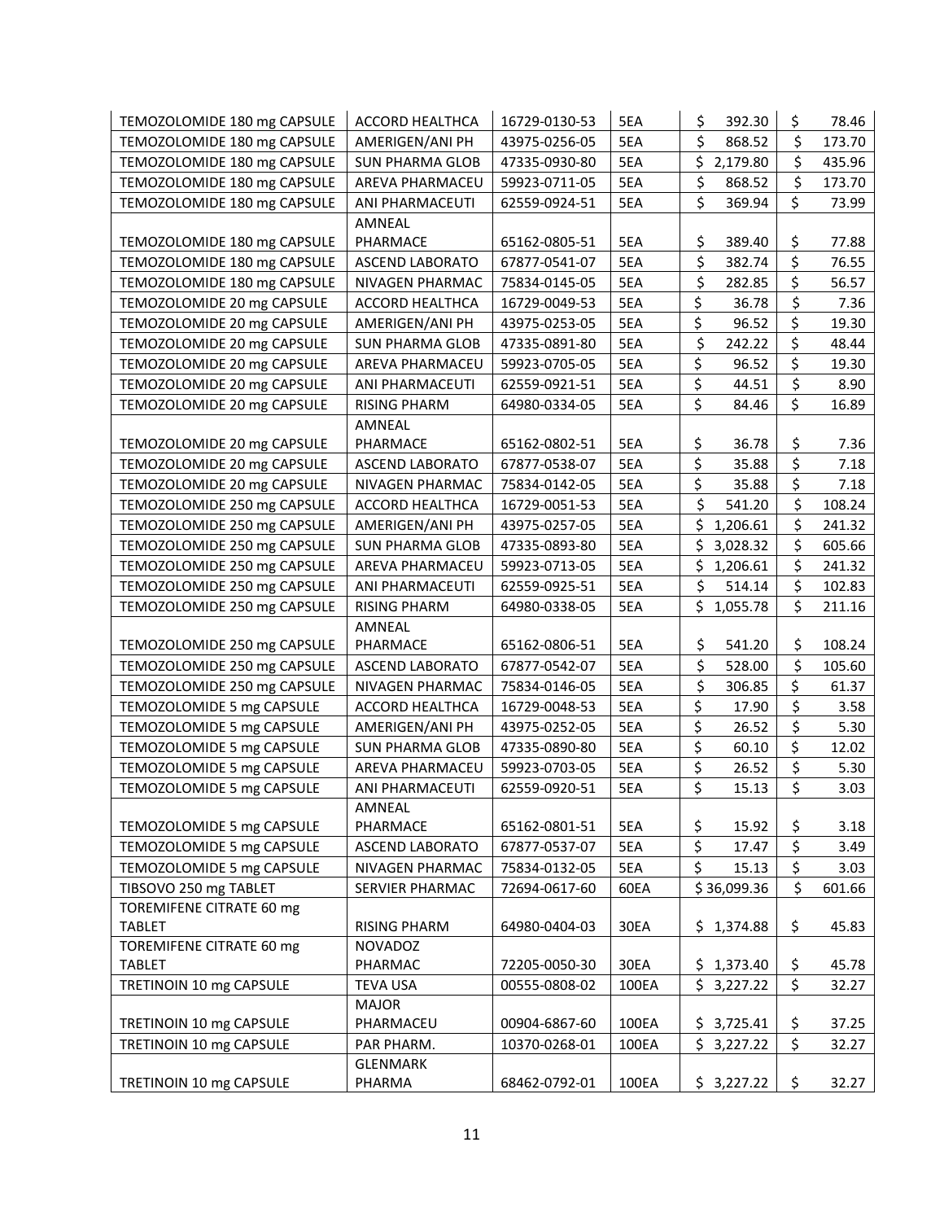| | | | | | |
|---|---|---|---|---|---|
| TEMOZOLOMIDE 180 mg CAPSULE | ACCORD HEALTHCA | 16729-0130-53 | 5EA | $ 392.30 | $ 78.46 |
| TEMOZOLOMIDE 180 mg CAPSULE | AMERIGEN/ANI PH | 43975-0256-05 | 5EA | $ 868.52 | $ 173.70 |
| TEMOZOLOMIDE 180 mg CAPSULE | SUN PHARMA GLOB | 47335-0930-80 | 5EA | $ 2,179.80 | $ 435.96 |
| TEMOZOLOMIDE 180 mg CAPSULE | AREVA PHARMACEU | 59923-0711-05 | 5EA | $ 868.52 | $ 173.70 |
| TEMOZOLOMIDE 180 mg CAPSULE | ANI PHARMACEUTI | 62559-0924-51 | 5EA | $ 369.94 | $ 73.99 |
| TEMOZOLOMIDE 180 mg CAPSULE | AMNEAL PHARMACE | 65162-0805-51 | 5EA | $ 389.40 | $ 77.88 |
| TEMOZOLOMIDE 180 mg CAPSULE | ASCEND LABORATO | 67877-0541-07 | 5EA | $ 382.74 | $ 76.55 |
| TEMOZOLOMIDE 180 mg CAPSULE | NIVAGEN PHARMAC | 75834-0145-05 | 5EA | $ 282.85 | $ 56.57 |
| TEMOZOLOMIDE 20 mg CAPSULE | ACCORD HEALTHCA | 16729-0049-53 | 5EA | $ 36.78 | $ 7.36 |
| TEMOZOLOMIDE 20 mg CAPSULE | AMERIGEN/ANI PH | 43975-0253-05 | 5EA | $ 96.52 | $ 19.30 |
| TEMOZOLOMIDE 20 mg CAPSULE | SUN PHARMA GLOB | 47335-0891-80 | 5EA | $ 242.22 | $ 48.44 |
| TEMOZOLOMIDE 20 mg CAPSULE | AREVA PHARMACEU | 59923-0705-05 | 5EA | $ 96.52 | $ 19.30 |
| TEMOZOLOMIDE 20 mg CAPSULE | ANI PHARMACEUTI | 62559-0921-51 | 5EA | $ 44.51 | $ 8.90 |
| TEMOZOLOMIDE 20 mg CAPSULE | RISING PHARM | 64980-0334-05 | 5EA | $ 84.46 | $ 16.89 |
| TEMOZOLOMIDE 20 mg CAPSULE | AMNEAL PHARMACE | 65162-0802-51 | 5EA | $ 36.78 | $ 7.36 |
| TEMOZOLOMIDE 20 mg CAPSULE | ASCEND LABORATO | 67877-0538-07 | 5EA | $ 35.88 | $ 7.18 |
| TEMOZOLOMIDE 20 mg CAPSULE | NIVAGEN PHARMAC | 75834-0142-05 | 5EA | $ 35.88 | $ 7.18 |
| TEMOZOLOMIDE 250 mg CAPSULE | ACCORD HEALTHCA | 16729-0051-53 | 5EA | $ 541.20 | $ 108.24 |
| TEMOZOLOMIDE 250 mg CAPSULE | AMERIGEN/ANI PH | 43975-0257-05 | 5EA | $ 1,206.61 | $ 241.32 |
| TEMOZOLOMIDE 250 mg CAPSULE | SUN PHARMA GLOB | 47335-0893-80 | 5EA | $ 3,028.32 | $ 605.66 |
| TEMOZOLOMIDE 250 mg CAPSULE | AREVA PHARMACEU | 59923-0713-05 | 5EA | $ 1,206.61 | $ 241.32 |
| TEMOZOLOMIDE 250 mg CAPSULE | ANI PHARMACEUTI | 62559-0925-51 | 5EA | $ 514.14 | $ 102.83 |
| TEMOZOLOMIDE 250 mg CAPSULE | RISING PHARM | 64980-0338-05 | 5EA | $ 1,055.78 | $ 211.16 |
| TEMOZOLOMIDE 250 mg CAPSULE | AMNEAL PHARMACE | 65162-0806-51 | 5EA | $ 541.20 | $ 108.24 |
| TEMOZOLOMIDE 250 mg CAPSULE | ASCEND LABORATO | 67877-0542-07 | 5EA | $ 528.00 | $ 105.60 |
| TEMOZOLOMIDE 250 mg CAPSULE | NIVAGEN PHARMAC | 75834-0146-05 | 5EA | $ 306.85 | $ 61.37 |
| TEMOZOLOMIDE 5 mg CAPSULE | ACCORD HEALTHCA | 16729-0048-53 | 5EA | $ 17.90 | $ 3.58 |
| TEMOZOLOMIDE 5 mg CAPSULE | AMERIGEN/ANI PH | 43975-0252-05 | 5EA | $ 26.52 | $ 5.30 |
| TEMOZOLOMIDE 5 mg CAPSULE | SUN PHARMA GLOB | 47335-0890-80 | 5EA | $ 60.10 | $ 12.02 |
| TEMOZOLOMIDE 5 mg CAPSULE | AREVA PHARMACEU | 59923-0703-05 | 5EA | $ 26.52 | $ 5.30 |
| TEMOZOLOMIDE 5 mg CAPSULE | ANI PHARMACEUTI | 62559-0920-51 | 5EA | $ 15.13 | $ 3.03 |
| TEMOZOLOMIDE 5 mg CAPSULE | AMNEAL PHARMACE | 65162-0801-51 | 5EA | $ 15.92 | $ 3.18 |
| TEMOZOLOMIDE 5 mg CAPSULE | ASCEND LABORATO | 67877-0537-07 | 5EA | $ 17.47 | $ 3.49 |
| TEMOZOLOMIDE 5 mg CAPSULE | NIVAGEN PHARMAC | 75834-0132-05 | 5EA | $ 15.13 | $ 3.03 |
| TIBSOVO 250 mg TABLET | SERVIER PHARMAC | 72694-0617-60 | 60EA | $ 36,099.36 | $ 601.66 |
| TOREMIFENE CITRATE 60 mg TABLET | RISING PHARM | 64980-0404-03 | 30EA | $ 1,374.88 | $ 45.83 |
| TOREMIFENE CITRATE 60 mg TABLET | NOVADOZ PHARMAC | 72205-0050-30 | 30EA | $ 1,373.40 | $ 45.78 |
| TRETINOIN 10 mg CAPSULE | TEVA USA | 00555-0808-02 | 100EA | $ 3,227.22 | $ 32.27 |
| TRETINOIN 10 mg CAPSULE | MAJOR PHARMACEU | 00904-6867-60 | 100EA | $ 3,725.41 | $ 37.25 |
| TRETINOIN 10 mg CAPSULE | PAR PHARM. | 10370-0268-01 | 100EA | $ 3,227.22 | $ 32.27 |
| TRETINOIN 10 mg CAPSULE | GLENMARK PHARMA | 68462-0792-01 | 100EA | $ 3,227.22 | $ 32.27 |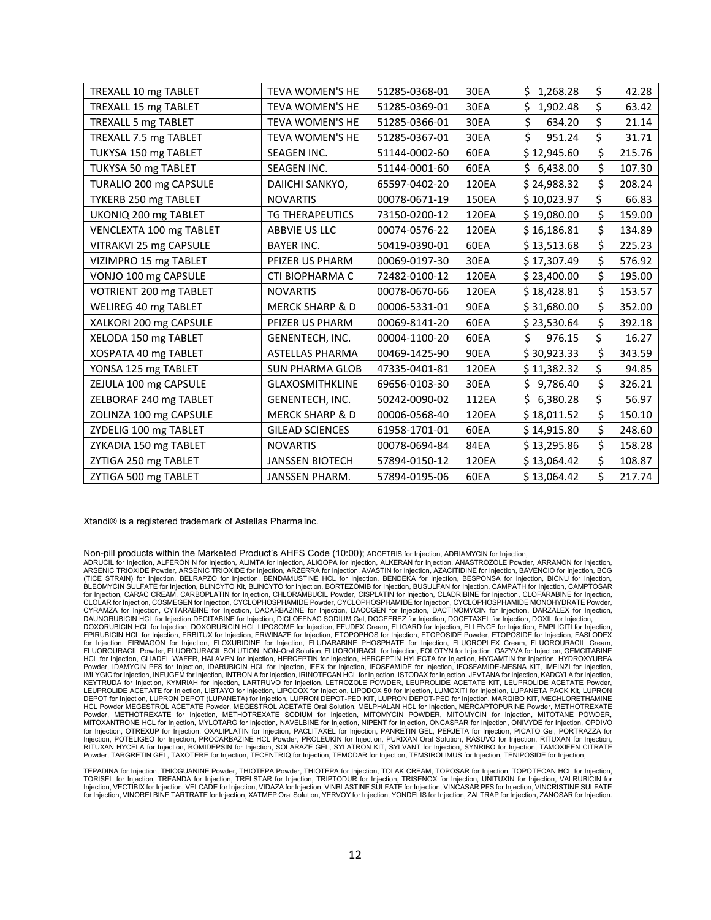| TREXALL 10 mg TABLET | TEVA WOMEN'S HE | 51285-0368-01 | 30EA | $ 1,268.28 | $ 42.28 |
|---|---|---|---|---|---|
| TREXALL 15 mg TABLET | TEVA WOMEN'S HE | 51285-0369-01 | 30EA | $ 1,902.48 | $ 63.42 |
| TREXALL 5 mg TABLET | TEVA WOMEN'S HE | 51285-0366-01 | 30EA | $ 634.20 | $ 21.14 |
| TREXALL 7.5 mg TABLET | TEVA WOMEN'S HE | 51285-0367-01 | 30EA | $ 951.24 | $ 31.71 |
| TUKYSA 150 mg TABLET | SEAGEN INC. | 51144-0002-60 | 60EA | $ 12,945.60 | $ 215.76 |
| TUKYSA 50 mg TABLET | SEAGEN INC. | 51144-0001-60 | 60EA | $ 6,438.00 | $ 107.30 |
| TURALIO 200 mg CAPSULE | DAIICHI SANKYO, | 65597-0402-20 | 120EA | $ 24,988.32 | $ 208.24 |
| TYKERB 250 mg TABLET | NOVARTIS | 00078-0671-19 | 150EA | $ 10,023.97 | $ 66.83 |
| UKONIQ 200 mg TABLET | TG THERAPEUTICS | 73150-0200-12 | 120EA | $ 19,080.00 | $ 159.00 |
| VENCLEXTA 100 mg TABLET | ABBVIE US LLC | 00074-0576-22 | 120EA | $ 16,186.81 | $ 134.89 |
| VITRAKVI 25 mg CAPSULE | BAYER INC. | 50419-0390-01 | 60EA | $ 13,513.68 | $ 225.23 |
| VIZIMPRO 15 mg TABLET | PFIZER US PHARM | 00069-0197-30 | 30EA | $ 17,307.49 | $ 576.92 |
| VONJO 100 mg CAPSULE | CTI BIOPHARMA C | 72482-0100-12 | 120EA | $ 23,400.00 | $ 195.00 |
| VOTRIENT 200 mg TABLET | NOVARTIS | 00078-0670-66 | 120EA | $ 18,428.81 | $ 153.57 |
| WELIREG 40 mg TABLET | MERCK SHARP & D | 00006-5331-01 | 90EA | $ 31,680.00 | $ 352.00 |
| XALKORI 200 mg CAPSULE | PFIZER US PHARM | 00069-8141-20 | 60EA | $ 23,530.64 | $ 392.18 |
| XELODA 150 mg TABLET | GENENTECH, INC. | 00004-1100-20 | 60EA | $ 976.15 | $ 16.27 |
| XOSPATA 40 mg TABLET | ASTELLAS PHARMA | 00469-1425-90 | 90EA | $ 30,923.33 | $ 343.59 |
| YONSA 125 mg TABLET | SUN PHARMA GLOB | 47335-0401-81 | 120EA | $ 11,382.32 | $ 94.85 |
| ZEJULA 100 mg CAPSULE | GLAXOSMITHKLINE | 69656-0103-30 | 30EA | $ 9,786.40 | $ 326.21 |
| ZELBORAF 240 mg TABLET | GENENTECH, INC. | 50242-0090-02 | 112EA | $ 6,380.28 | $ 56.97 |
| ZOLINZA 100 mg CAPSULE | MERCK SHARP & D | 00006-0568-40 | 120EA | $ 18,011.52 | $ 150.10 |
| ZYDELIG 100 mg TABLET | GILEAD SCIENCES | 61958-1701-01 | 60EA | $ 14,915.80 | $ 248.60 |
| ZYKADIA 150 mg TABLET | NOVARTIS | 00078-0694-84 | 84EA | $ 13,295.86 | $ 158.28 |
| ZYTIGA 250 mg TABLET | JANSSEN BIOTECH | 57894-0150-12 | 120EA | $ 13,064.42 | $ 108.87 |
| ZYTIGA 500 mg TABLET | JANSSEN PHARM. | 57894-0195-06 | 60EA | $ 13,064.42 | $ 217.74 |

Xtandi® is a registered trademark of Astellas Pharma Inc.

Non-pill products within the Marketed Product's AHFS Code (10:00); ADCETRIS for Injection, ADRIAMYCIN for Injection, ADRUCIL for Injection, ALFERON N for Injection, ALIMTA for Injection, ALIQOPA for Injection, ALKERAN for Injection, ANASTROZOLE Powder, ARRANON for Injection, ARSENIC TRIOXIDE Powder, ARSENIC TRIOXIDE for Injection, ARZERRA for Injection, AVASTIN for Injection, AZACITIDINE for Injection, BAVENCIO for Injection, BCG (TICE STRAIN) for Injection, BELRAPZO for Injection, BENDAMUSTINE HCL for Injection, BENDEKA for Injection, BESPONSA for Injection, BICNU for Injection, BLEOMYCIN SULFATE for Injection, BLINCYTO Kit, BLINCYTO for Injection, BORTEZOMIB for Injection, BUSULFAN for Injection, CAMPATH for Injection, CAMPTOSAR for Injection, CARAC CREAM, CARBOPLATIN for Injection, CHLORAMBUCIL Powder, CISPLATIN for Injection, CLADRIBINE for Injection, CLOFARABINE for Injection, CLOLAR for Injection, COSMEGEN for Injection, CYCLOPHOSPHAMIDE Powder, CYCLOPHOSPHAMIDE for Injection, CYCLOPHOSPHAMIDE MONOHYDRATE Powder, CYRAMZA for Injection, CYTARABINE for Injection, DACARBAZINE for Injection, DACOGEN for Injection, DACTINOMYCIN for Injection, DARZALEX for Injection, DAUNORUBICIN HCL for Injection DECITABINE for Injection, DICLOFENAC SODIUM Gel, DOCEFREZ for Injection, DOCETAXEL for Injection, DOXIL for Injection, DOXORUBICIN HCL for Injection, DOXORUBICIN HCL LIPOSOME for Injection, EFUDEX Cream, ELIGARD for Injection, ELLENCE for Injection, EMPLICITI for Injection, EPIRUBICIN HCL for Injection, ERBITUX for Injection, ERWINAZE for Injection, ETOPOPHOS for Injection, ETOPOSIDE Powder, ETOPOSIDE for Injection, FASLODEX for Injection, FIRMAGON for Injection, FLOXURIDINE for Injection, FLUDARABINE PHOSPHATE for Injection, FLUOROPLEX Cream, FLUOROURACIL Cream, FLUOROURACIL Powder, FLUOROURACIL SOLUTION, NON-Oral Solution, FLUOROURACIL for Injection, FOLOTYN for Injection, GAZYVA for Injection, GEMCITABINE HCL for Injection, GLIADEL WAFER, HALAVEN for Injection, HERCEPTIN for Injection, HERCEPTIN HYLECTA for Injection, HYCAMTIN for Injection, HYDROXYUREA Powder, IDAMYCIN PFS for Injection, IDARUBICIN HCL for Injection, IFEX for Injection, IFOSFAMIDE for Injection, IFOSFAMIDE-MESNA KIT, IMFINZI for Injection, IMLYGIC for Injection, INFUGEM for Injection, INTRON A for Injection, IRINOTECAN HCL for Injection, ISTODAX for Injection, JEVTANA for Injection, KADCYLA for Injection, KEYTRUDA for Injection, KYMRIAH for Injection, LARTRUVO for Injection, LETROZOLE POWDER, LEUPROLIDE ACETATE KIT, LEUPROLIDE ACETATE Powder, LEUPROLIDE ACETATE for Injection, LIBTAYO for Injection, LIPODOX for Injection, LIPODOX 50 for Injection, LUMOXITI for Injection, LUPANETA PACK Kit, LUPRON DEPOT for Injection, LUPRON DEPOT (LUPANETA) for Injection, LUPRON DEPOT-PED KIT, LUPRON DEPOT-PED for Injection, MARQIBO KIT, MECHLORETHAMINE HCL Powder MEGESTROL ACETATE Powder, MEGESTROL ACETATE Oral Solution, MELPHALAN HCL for Injection, MERCAPTOPURINE Powder, METHOTREXATE Powder, METHOTREXATE for Injection, METHOTREXATE SODIUM for Injection, MITOMYCIN POWDER, MITOMYCIN for Injection, MITOTANE POWDER, MITOXANTRONE HCL for Injection, MYLOTARG for Injection, NAVELBINE for Injection, NIPENT for Injection, ONCASPAR for Injection, ONIVYDE for Injection, OPDIVO for Injection, OTREXUP for Injection, OXALIPLATIN for Injection, PACLITAXEL for Injection, PANRETIN GEL, PERJETA for Injection, PICATO Gel, PORTRAZZA for Injection, POTELIGEO for Injection, PROCARBAZINE HCL Powder, PROLEUKIN for Injection, PURIXAN Oral Solution, RASUVO for Injection, RITUXAN for Injection, RITUXAN HYCELA for Injection, ROMIDEPSIN for Injection, SOLARAZE GEL, SYLATRON KIT, SYLVANT for Injection, SYNRIBO for Injection, TAMOXIFEN CITRATE Powder, TARGRETIN GEL, TAXOTERE for Injection, TECENTRIQ for Injection, TEMODAR for Injection, TEMSIROLIMUS for Injection, TENIPOSIDE for Injection,

TEPADINA for Injection, THIOGUANINE Powder, THIOTEPA Powder, THIOTEPA for Injection, TOLAK CREAM, TOPOSAR for Injection, TOPOTECAN HCL for Injection, TORISEL for Injection, TREANDA for Injection, TRELSTAR for Injection, TRIPTODUR for Injection, TRISENOX for Injection, UNITUXIN for Injection, VALRUBICIN for Injection, VECTIBIX for Injection, VELCADE for Injection, VIDAZA for Injection, VINBLASTINE SULFATE for Injection, VINCASAR PFS for Injection, VINCRISTINE SULFATE for Injection, VINORELBINE TARTRATE for Injection, XATMEP Oral Solution, YERVOY for Injection, YONDELIS for Injection, ZALTRAP for Injection, ZANOSAR for Injection.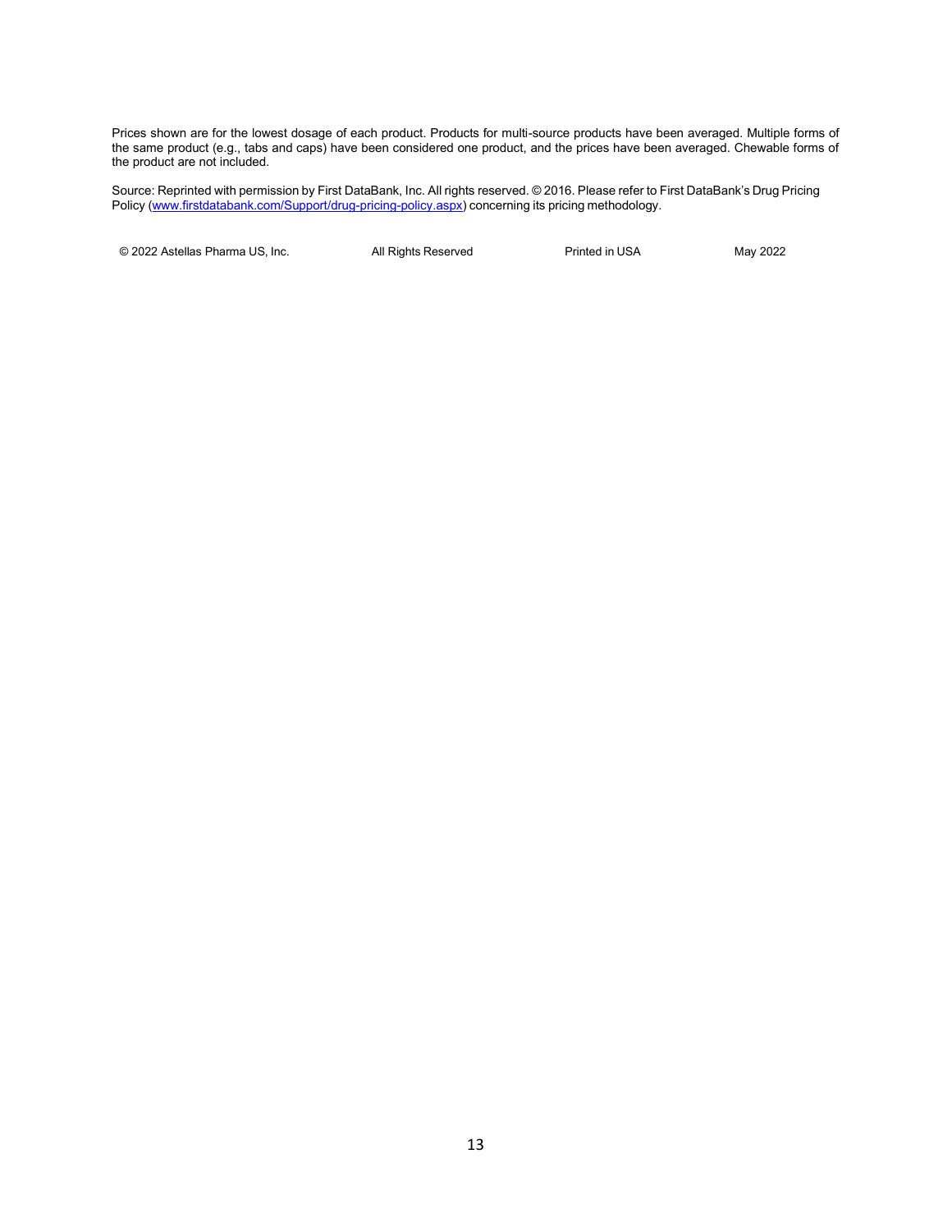Prices shown are for the lowest dosage of each product. Products for multi-source products have been averaged. Multiple forms of the same product (e.g., tabs and caps) have been considered one product, and the prices have been averaged. Chewable forms of the product are not included.

Source: Reprinted with permission by First DataBank, Inc. All rights reserved. © 2016. Please refer to First DataBank's Drug Pricing Policy (www.firstdatabank.com/Support/drug-pricing-policy.aspx) concerning its pricing methodology.

© 2022 Astellas Pharma US, Inc. All Rights Reserved Printed in USA May 2022